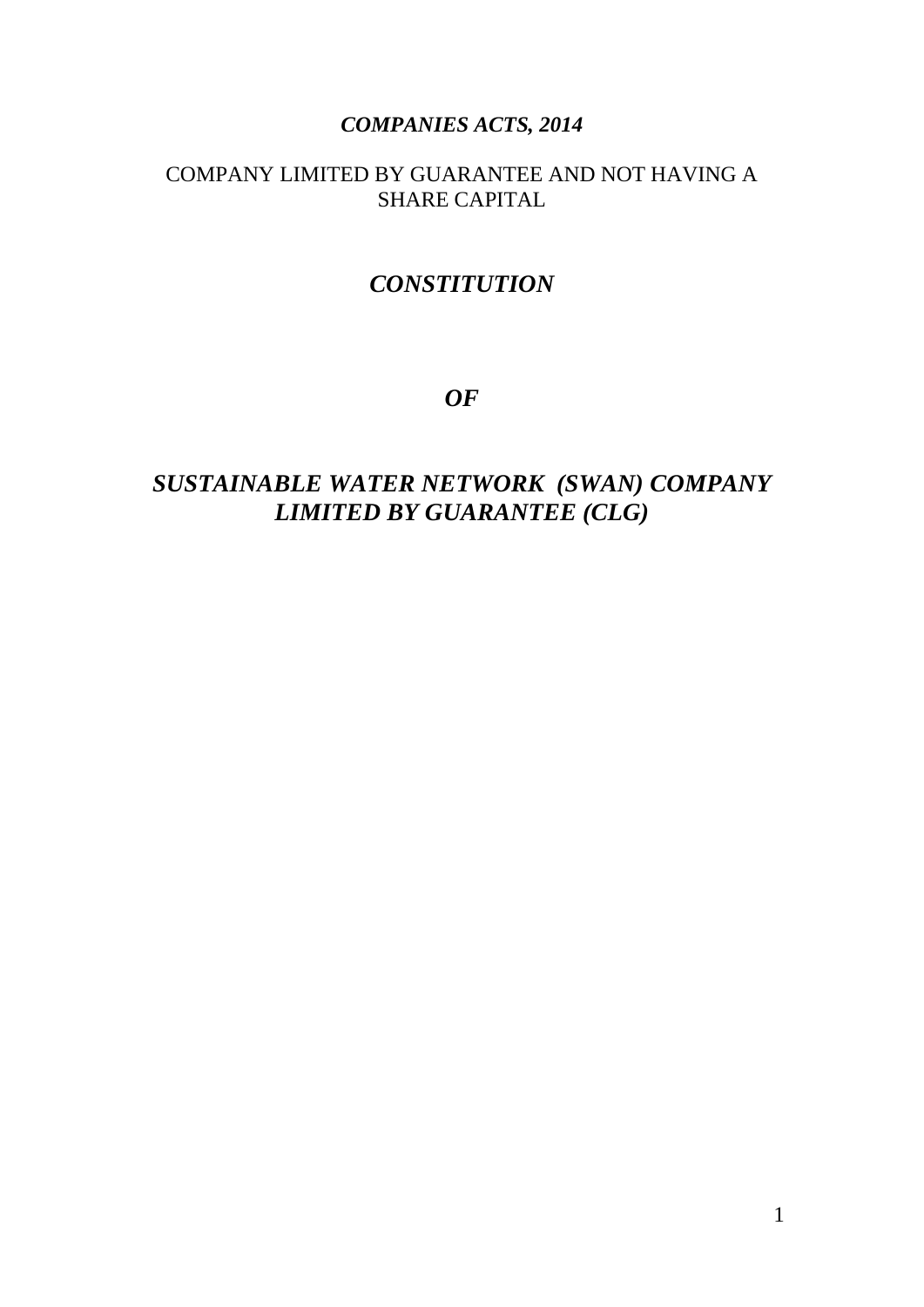***COMPANIES ACTS, 2014***

COMPANY LIMITED BY GUARANTEE AND NOT HAVING A SHARE CAPITAL

# *CONSTITUTION*

***OF***

# *SUSTAINABLE WATER NETWORK (SWAN) COMPANY LIMITED BY GUARANTEE (CLG)*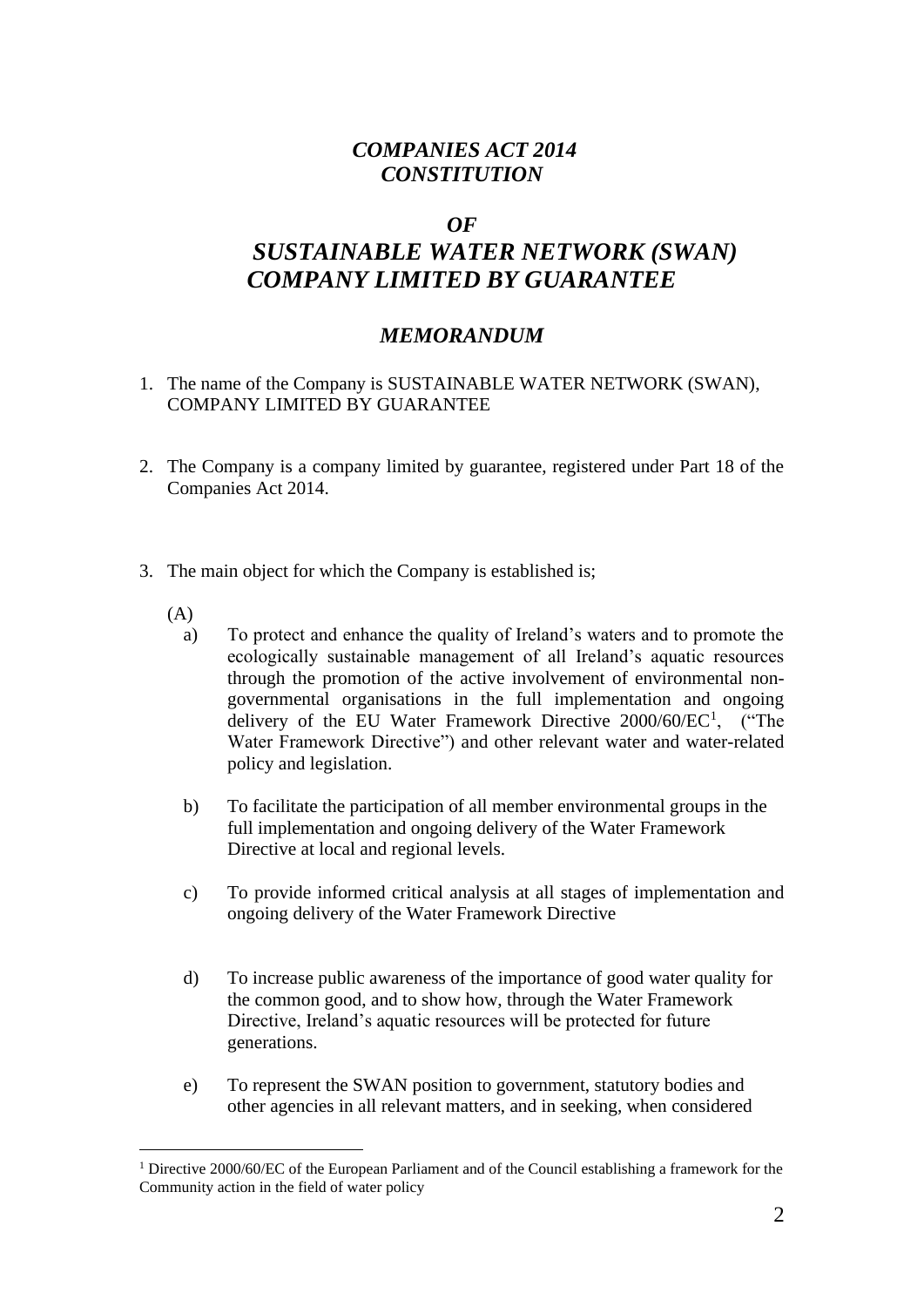# *COMPANIES ACT 2014*
# *CONSTITUTION*

## *OF*
## *SUSTAINABLE WATER NETWORK (SWAN)*
## *COMPANY LIMITED BY GUARANTEE*

### *MEMORANDUM*

1. The name of the Company is SUSTAINABLE WATER NETWORK (SWAN), COMPANY LIMITED BY GUARANTEE

2. The Company is a company limited by guarantee, registered under Part 18 of the Companies Act 2014.

3. The main object for which the Company is established is;

   (A)

   a) To protect and enhance the quality of Ireland's waters and to promote the ecologically sustainable management of all Ireland's aquatic resources through the promotion of the active involvement of environmental non-governmental organisations in the full implementation and ongoing delivery of the EU Water Framework Directive 2000/60/EC[1], ("The Water Framework Directive") and other relevant water and water-related policy and legislation.

   b) To facilitate the participation of all member environmental groups in the full implementation and ongoing delivery of the Water Framework Directive at local and regional levels.

   c) To provide informed critical analysis at all stages of implementation and ongoing delivery of the Water Framework Directive

   d) To increase public awareness of the importance of good water quality for the common good, and to show how, through the Water Framework Directive, Ireland's aquatic resources will be protected for future generations.

   e) To represent the SWAN position to government, statutory bodies and other agencies in all relevant matters, and in seeking, when considered

[1] Directive 2000/60/EC of the European Parliament and of the Council establishing a framework for the Community action in the field of water policy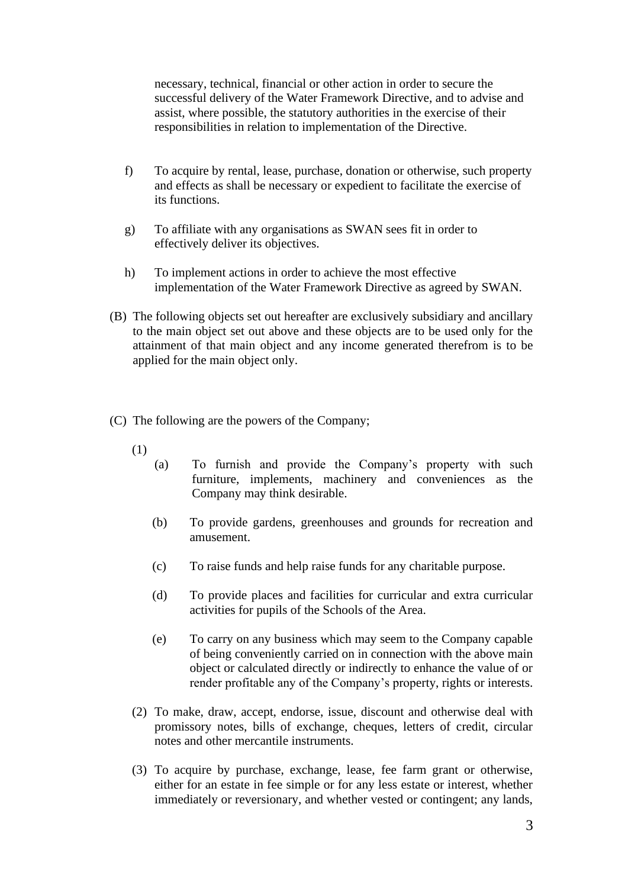necessary, technical, financial or other action in order to secure the successful delivery of the Water Framework Directive, and to advise and assist, where possible, the statutory authorities in the exercise of their responsibilities in relation to implementation of the Directive.

f) To acquire by rental, lease, purchase, donation or otherwise, such property and effects as shall be necessary or expedient to facilitate the exercise of its functions.

g) To affiliate with any organisations as SWAN sees fit in order to effectively deliver its objectives.

h) To implement actions in order to achieve the most effective implementation of the Water Framework Directive as agreed by SWAN.

(B) The following objects set out hereafter are exclusively subsidiary and ancillary to the main object set out above and these objects are to be used only for the attainment of that main object and any income generated therefrom is to be applied for the main object only.

(C) The following are the powers of the Company;

(1)

(a) To furnish and provide the Company's property with such furniture, implements, machinery and conveniences as the Company may think desirable.

(b) To provide gardens, greenhouses and grounds for recreation and amusement.

(c) To raise funds and help raise funds for any charitable purpose.

(d) To provide places and facilities for curricular and extra curricular activities for pupils of the Schools of the Area.

(e) To carry on any business which may seem to the Company capable of being conveniently carried on in connection with the above main object or calculated directly or indirectly to enhance the value of or render profitable any of the Company's property, rights or interests.

(2) To make, draw, accept, endorse, issue, discount and otherwise deal with promissory notes, bills of exchange, cheques, letters of credit, circular notes and other mercantile instruments.

(3) To acquire by purchase, exchange, lease, fee farm grant or otherwise, either for an estate in fee simple or for any less estate or interest, whether immediately or reversionary, and whether vested or contingent; any lands,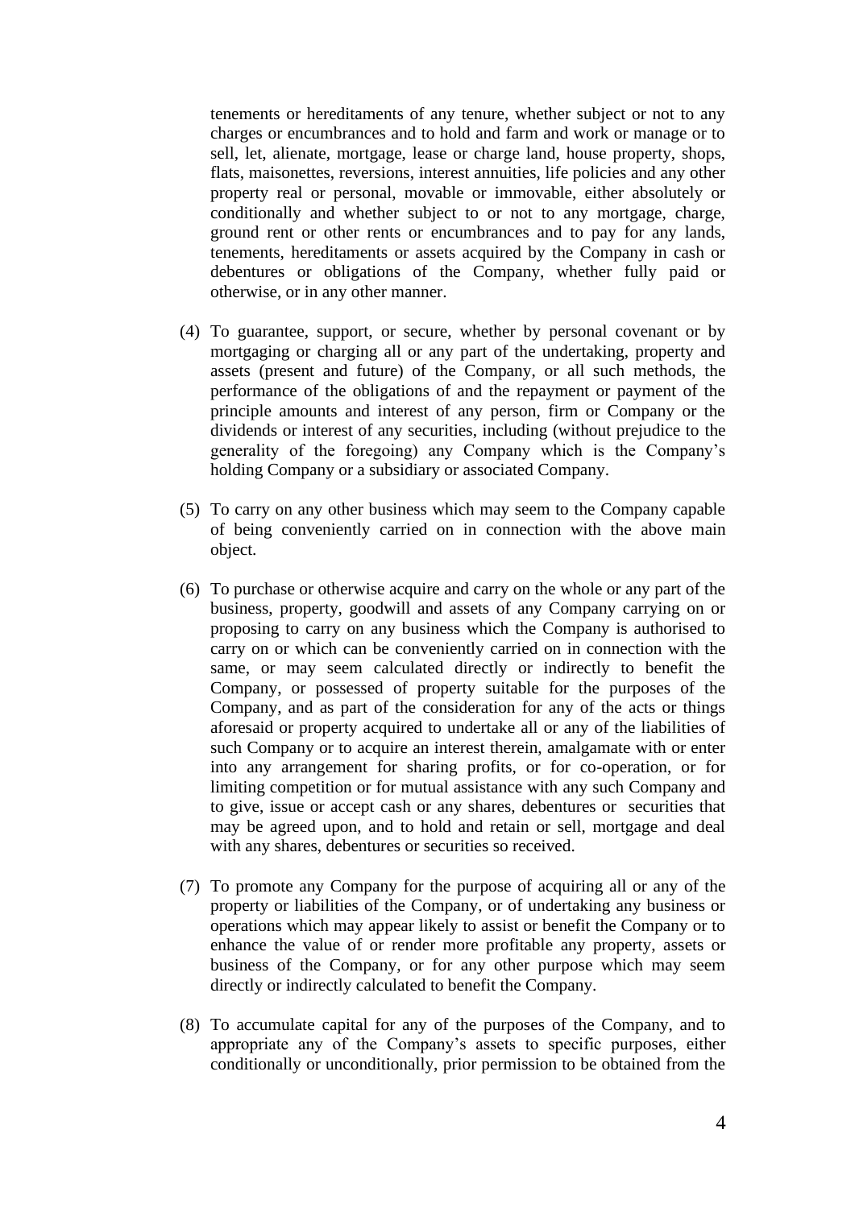tenements or hereditaments of any tenure, whether subject or not to any charges or encumbrances and to hold and farm and work or manage or to sell, let, alienate, mortgage, lease or charge land, house property, shops, flats, maisonettes, reversions, interest annuities, life policies and any other property real or personal, movable or immovable, either absolutely or conditionally and whether subject to or not to any mortgage, charge, ground rent or other rents or encumbrances and to pay for any lands, tenements, hereditaments or assets acquired by the Company in cash or debentures or obligations of the Company, whether fully paid or otherwise, or in any other manner.

(4) To guarantee, support, or secure, whether by personal covenant or by mortgaging or charging all or any part of the undertaking, property and assets (present and future) of the Company, or all such methods, the performance of the obligations of and the repayment or payment of the principle amounts and interest of any person, firm or Company or the dividends or interest of any securities, including (without prejudice to the generality of the foregoing) any Company which is the Company's holding Company or a subsidiary or associated Company.

(5) To carry on any other business which may seem to the Company capable of being conveniently carried on in connection with the above main object.

(6) To purchase or otherwise acquire and carry on the whole or any part of the business, property, goodwill and assets of any Company carrying on or proposing to carry on any business which the Company is authorised to carry on or which can be conveniently carried on in connection with the same, or may seem calculated directly or indirectly to benefit the Company, or possessed of property suitable for the purposes of the Company, and as part of the consideration for any of the acts or things aforesaid or property acquired to undertake all or any of the liabilities of such Company or to acquire an interest therein, amalgamate with or enter into any arrangement for sharing profits, or for co-operation, or for limiting competition or for mutual assistance with any such Company and to give, issue or accept cash or any shares, debentures or securities that may be agreed upon, and to hold and retain or sell, mortgage and deal with any shares, debentures or securities so received.

(7) To promote any Company for the purpose of acquiring all or any of the property or liabilities of the Company, or of undertaking any business or operations which may appear likely to assist or benefit the Company or to enhance the value of or render more profitable any property, assets or business of the Company, or for any other purpose which may seem directly or indirectly calculated to benefit the Company.

(8) To accumulate capital for any of the purposes of the Company, and to appropriate any of the Company's assets to specific purposes, either conditionally or unconditionally, prior permission to be obtained from the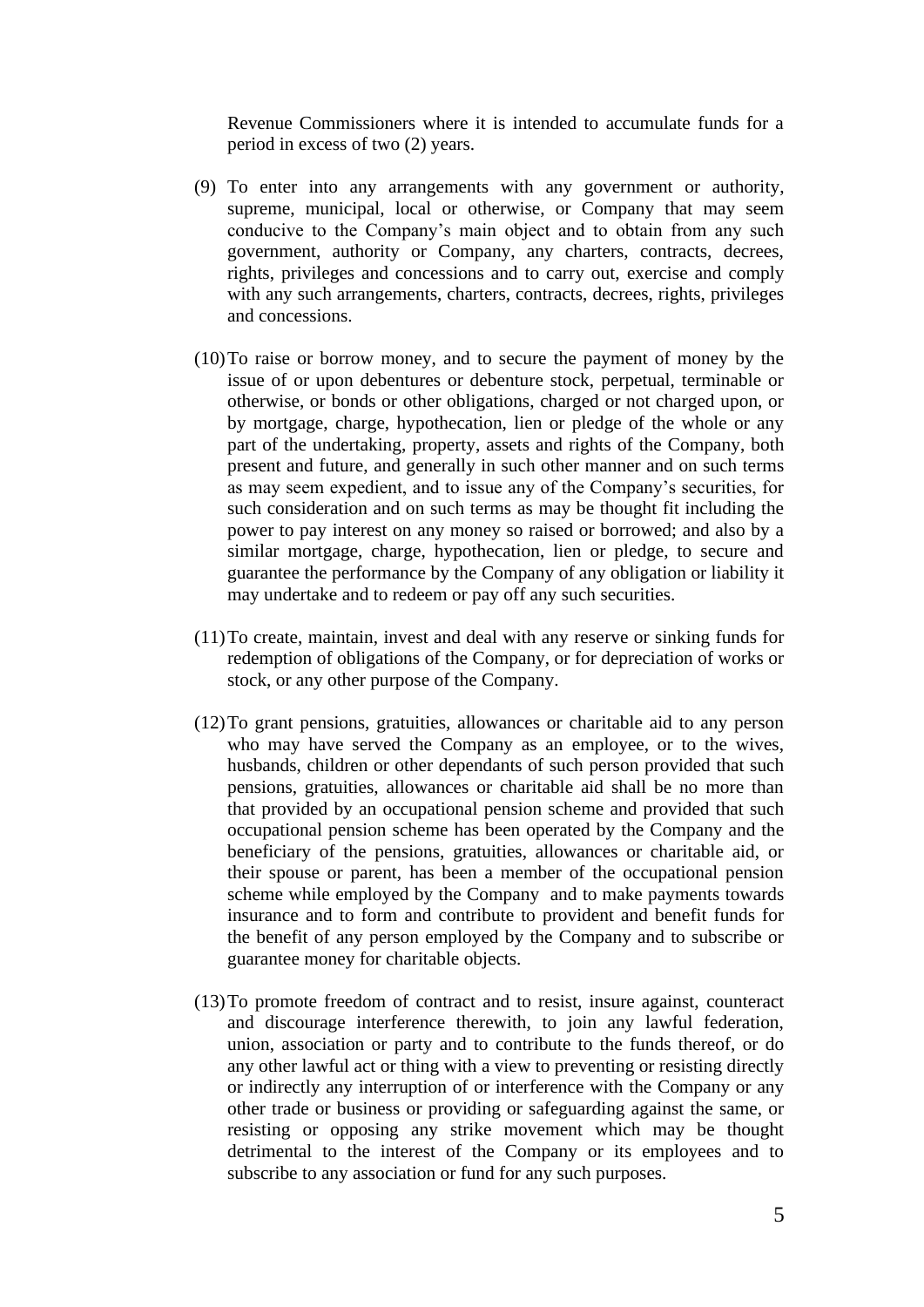Revenue Commissioners where it is intended to accumulate funds for a period in excess of two (2) years.

(9) To enter into any arrangements with any government or authority, supreme, municipal, local or otherwise, or Company that may seem conducive to the Company's main object and to obtain from any such government, authority or Company, any charters, contracts, decrees, rights, privileges and concessions and to carry out, exercise and comply with any such arrangements, charters, contracts, decrees, rights, privileges and concessions.

(10) To raise or borrow money, and to secure the payment of money by the issue of or upon debentures or debenture stock, perpetual, terminable or otherwise, or bonds or other obligations, charged or not charged upon, or by mortgage, charge, hypothecation, lien or pledge of the whole or any part of the undertaking, property, assets and rights of the Company, both present and future, and generally in such other manner and on such terms as may seem expedient, and to issue any of the Company's securities, for such consideration and on such terms as may be thought fit including the power to pay interest on any money so raised or borrowed; and also by a similar mortgage, charge, hypothecation, lien or pledge, to secure and guarantee the performance by the Company of any obligation or liability it may undertake and to redeem or pay off any such securities.

(11) To create, maintain, invest and deal with any reserve or sinking funds for redemption of obligations of the Company, or for depreciation of works or stock, or any other purpose of the Company.

(12) To grant pensions, gratuities, allowances or charitable aid to any person who may have served the Company as an employee, or to the wives, husbands, children or other dependants of such person provided that such pensions, gratuities, allowances or charitable aid shall be no more than that provided by an occupational pension scheme and provided that such occupational pension scheme has been operated by the Company and the beneficiary of the pensions, gratuities, allowances or charitable aid, or their spouse or parent, has been a member of the occupational pension scheme while employed by the Company and to make payments towards insurance and to form and contribute to provident and benefit funds for the benefit of any person employed by the Company and to subscribe or guarantee money for charitable objects.

(13) To promote freedom of contract and to resist, insure against, counteract and discourage interference therewith, to join any lawful federation, union, association or party and to contribute to the funds thereof, or do any other lawful act or thing with a view to preventing or resisting directly or indirectly any interruption of or interference with the Company or any other trade or business or providing or safeguarding against the same, or resisting or opposing any strike movement which may be thought detrimental to the interest of the Company or its employees and to subscribe to any association or fund for any such purposes.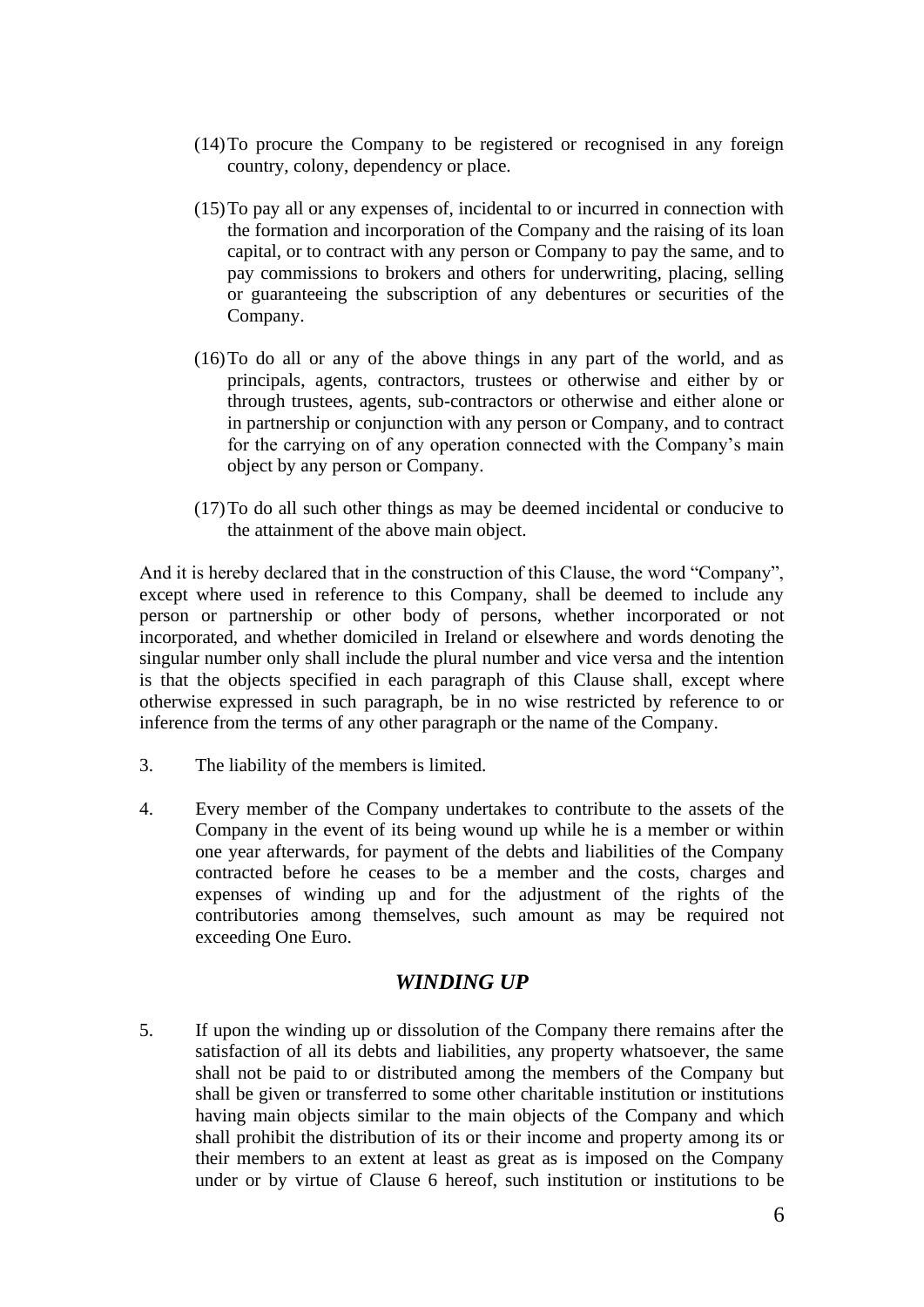(14) To procure the Company to be registered or recognised in any foreign country, colony, dependency or place.

(15) To pay all or any expenses of, incidental to or incurred in connection with the formation and incorporation of the Company and the raising of its loan capital, or to contract with any person or Company to pay the same, and to pay commissions to brokers and others for underwriting, placing, selling or guaranteeing the subscription of any debentures or securities of the Company.

(16) To do all or any of the above things in any part of the world, and as principals, agents, contractors, trustees or otherwise and either by or through trustees, agents, sub-contractors or otherwise and either alone or in partnership or conjunction with any person or Company, and to contract for the carrying on of any operation connected with the Company's main object by any person or Company.

(17) To do all such other things as may be deemed incidental or conducive to the attainment of the above main object.

And it is hereby declared that in the construction of this Clause, the word "Company", except where used in reference to this Company, shall be deemed to include any person or partnership or other body of persons, whether incorporated or not incorporated, and whether domiciled in Ireland or elsewhere and words denoting the singular number only shall include the plural number and vice versa and the intention is that the objects specified in each paragraph of this Clause shall, except where otherwise expressed in such paragraph, be in no wise restricted by reference to or inference from the terms of any other paragraph or the name of the Company.

3. The liability of the members is limited.

4. Every member of the Company undertakes to contribute to the assets of the Company in the event of its being wound up while he is a member or within one year afterwards, for payment of the debts and liabilities of the Company contracted before he ceases to be a member and the costs, charges and expenses of winding up and for the adjustment of the rights of the contributories among themselves, such amount as may be required not exceeding One Euro.

## *WINDING UP*

5. If upon the winding up or dissolution of the Company there remains after the satisfaction of all its debts and liabilities, any property whatsoever, the same shall not be paid to or distributed among the members of the Company but shall be given or transferred to some other charitable institution or institutions having main objects similar to the main objects of the Company and which shall prohibit the distribution of its or their income and property among its or their members to an extent at least as great as is imposed on the Company under or by virtue of Clause 6 hereof, such institution or institutions to be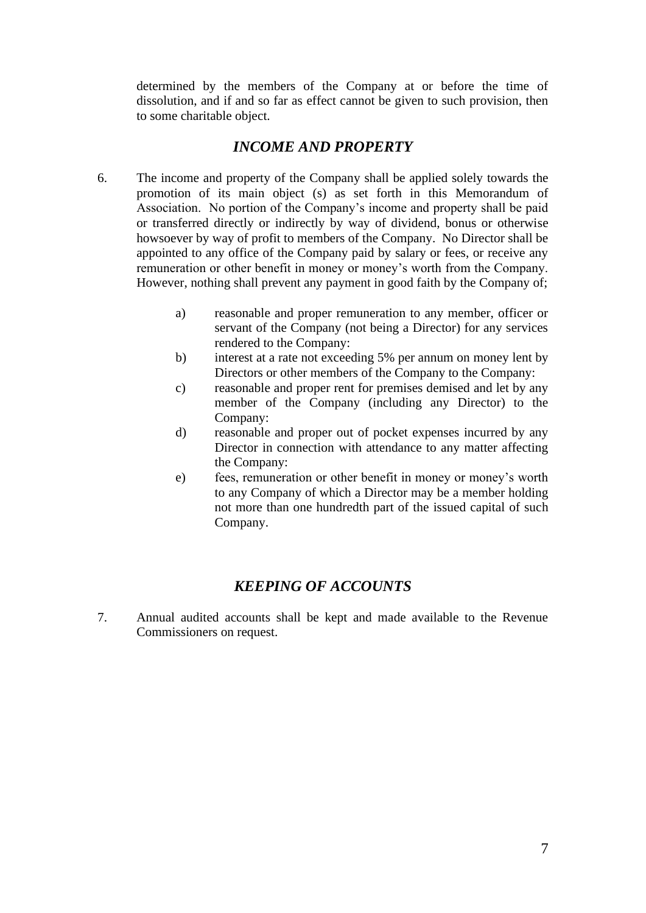determined by the members of the Company at or before the time of dissolution, and if and so far as effect cannot be given to such provision, then to some charitable object.

## *INCOME AND PROPERTY*

6. The income and property of the Company shall be applied solely towards the promotion of its main object (s) as set forth in this Memorandum of Association. No portion of the Company's income and property shall be paid or transferred directly or indirectly by way of dividend, bonus or otherwise howsoever by way of profit to members of the Company. No Director shall be appointed to any office of the Company paid by salary or fees, or receive any remuneration or other benefit in money or money's worth from the Company. However, nothing shall prevent any payment in good faith by the Company of;

   a) reasonable and proper remuneration to any member, officer or servant of the Company (not being a Director) for any services rendered to the Company:
   b) interest at a rate not exceeding 5% per annum on money lent by Directors or other members of the Company to the Company:
   c) reasonable and proper rent for premises demised and let by any member of the Company (including any Director) to the Company:
   d) reasonable and proper out of pocket expenses incurred by any Director in connection with attendance to any matter affecting the Company:
   e) fees, remuneration or other benefit in money or money's worth to any Company of which a Director may be a member holding not more than one hundredth part of the issued capital of such Company.

## *KEEPING OF ACCOUNTS*

7. Annual audited accounts shall be kept and made available to the Revenue Commissioners on request.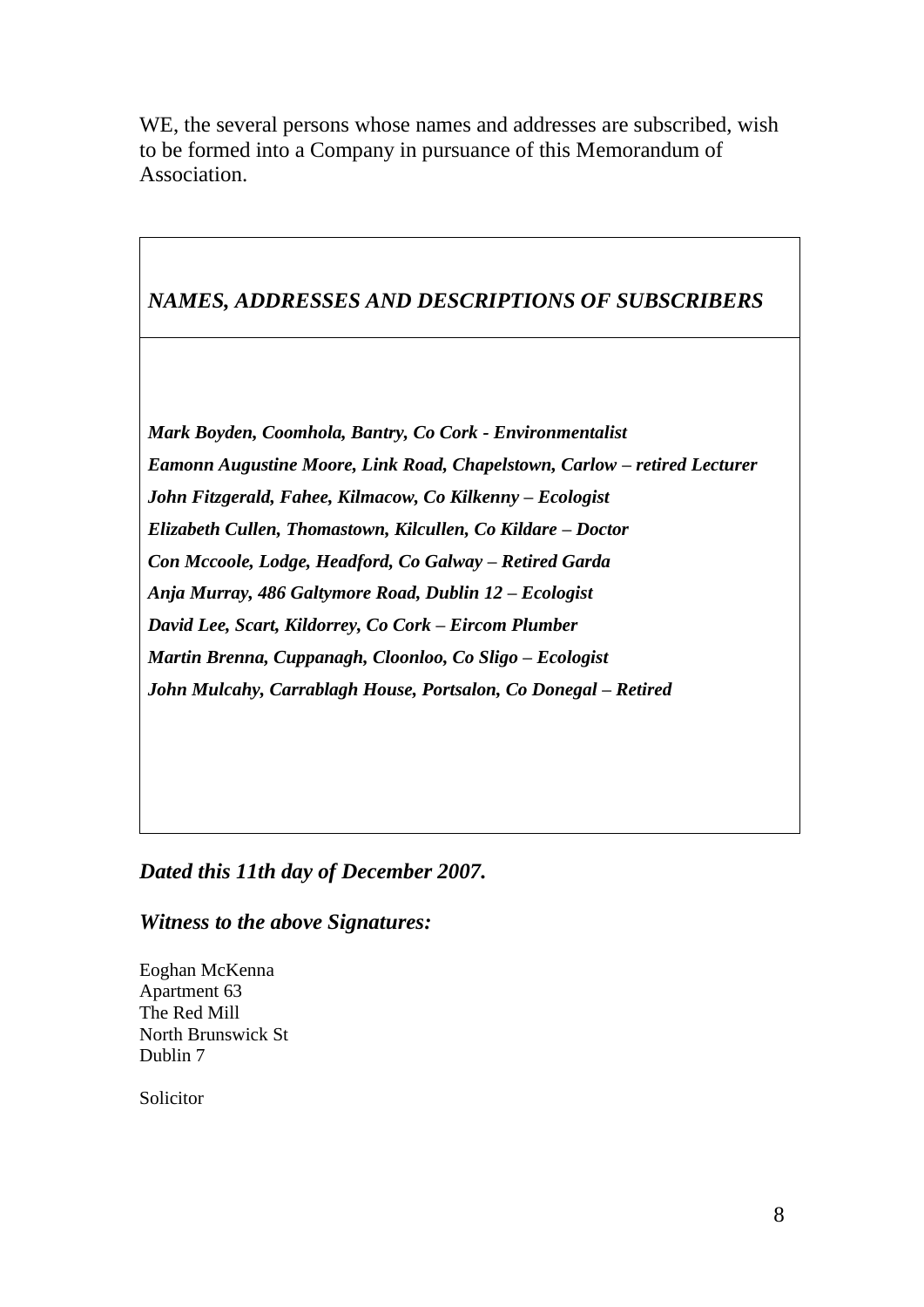WE, the several persons whose names and addresses are subscribed, wish to be formed into a Company in pursuance of this Memorandum of Association.

| ***NAMES, ADDRESSES AND DESCRIPTIONS OF SUBSCRIBERS*** |
| --- |
| ***Mark Boyden, Coomhola, Bantry, Co Cork - Environmentalist***<br>***Eamonn Augustine Moore, Link Road, Chapelstown, Carlow – retired Lecturer***<br>***John Fitzgerald, Fahee, Kilmacow, Co Kilkenny – Ecologist***<br>***Elizabeth Cullen, Thomastown, Kilcullen, Co Kildare – Doctor***<br>***Con Mccoole, Lodge, Headford, Co Galway – Retired Garda***<br>***Anja Murray, 486 Galtymore Road, Dublin 12 – Ecologist***<br>***David Lee, Scart, Kildorrey, Co Cork – Eircom Plumber***<br>***Martin Brenna, Cuppanagh, Cloonloo, Co Sligo – Ecologist***<br>***John Mulcahy, Carrablagh House, Portsalon, Co Donegal – Retired*** |

***Dated this 11th day of December 2007.***

***Witness to the above Signatures:***

Eoghan McKenna
Apartment 63
The Red Mill
North Brunswick St
Dublin 7

Solicitor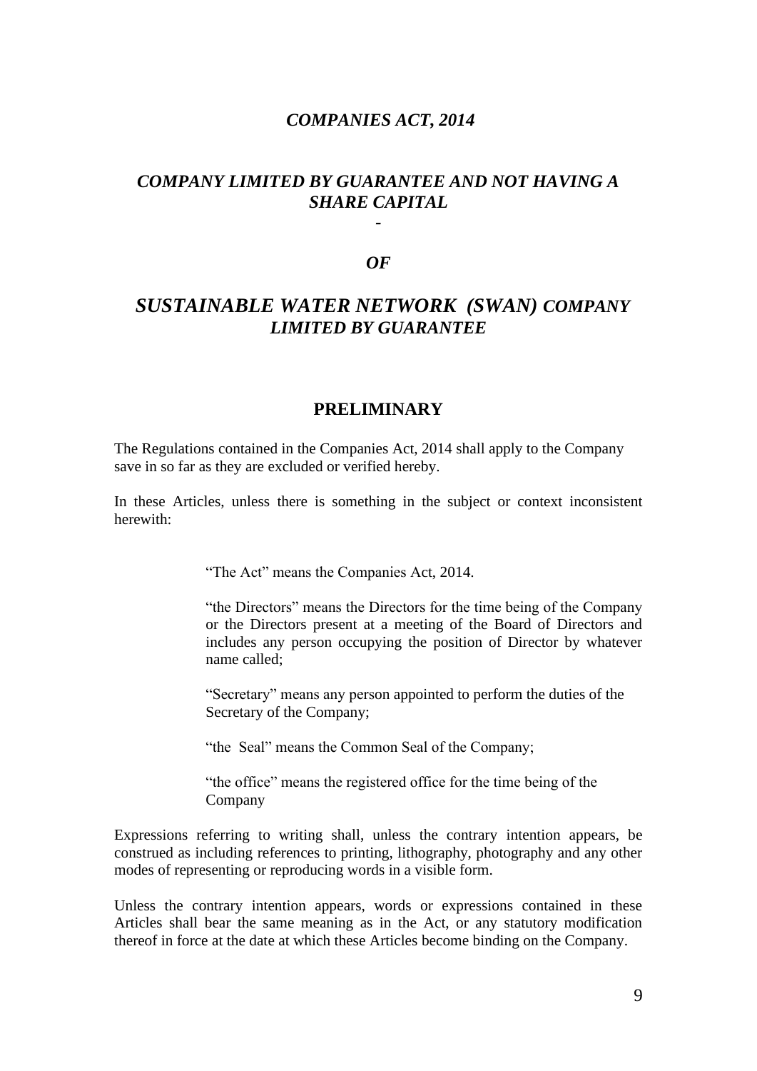# *COMPANIES ACT, 2014*

## *COMPANY LIMITED BY GUARANTEE AND NOT HAVING A SHARE CAPITAL*

*-*

*OF*

## *SUSTAINABLE WATER NETWORK (SWAN) COMPANY LIMITED BY GUARANTEE*

## PRELIMINARY

The Regulations contained in the Companies Act, 2014 shall apply to the Company save in so far as they are excluded or verified hereby.

In these Articles, unless there is something in the subject or context inconsistent herewith:

> "The Act" means the Companies Act, 2014.
>
> "the Directors" means the Directors for the time being of the Company or the Directors present at a meeting of the Board of Directors and includes any person occupying the position of Director by whatever name called;
>
> "Secretary" means any person appointed to perform the duties of the Secretary of the Company;
>
> "the Seal" means the Common Seal of the Company;
>
> "the office" means the registered office for the time being of the Company

Expressions referring to writing shall, unless the contrary intention appears, be construed as including references to printing, lithography, photography and any other modes of representing or reproducing words in a visible form.

Unless the contrary intention appears, words or expressions contained in these Articles shall bear the same meaning as in the Act, or any statutory modification thereof in force at the date at which these Articles become binding on the Company.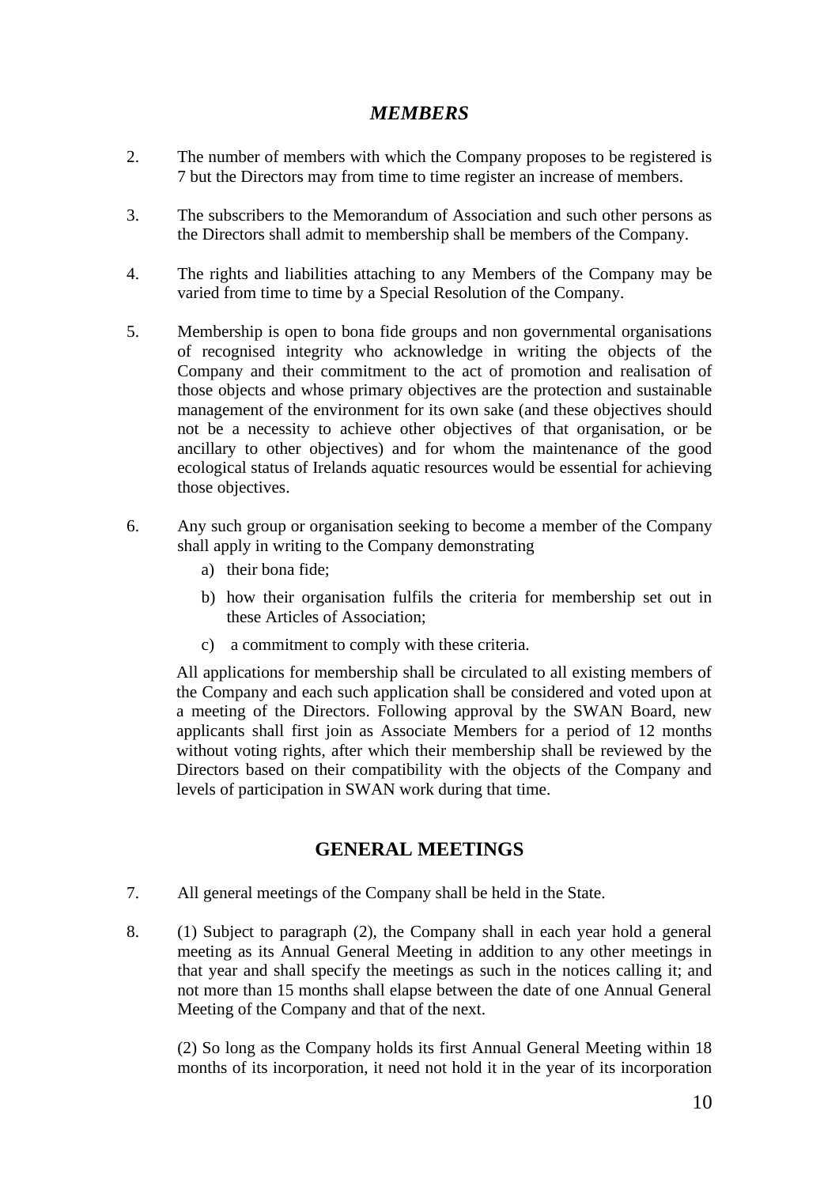## *MEMBERS*

2. The number of members with which the Company proposes to be registered is 7 but the Directors may from time to time register an increase of members.

3. The subscribers to the Memorandum of Association and such other persons as the Directors shall admit to membership shall be members of the Company.

4. The rights and liabilities attaching to any Members of the Company may be varied from time to time by a Special Resolution of the Company.

5. Membership is open to bona fide groups and non governmental organisations of recognised integrity who acknowledge in writing the objects of the Company and their commitment to the act of promotion and realisation of those objects and whose primary objectives are the protection and sustainable management of the environment for its own sake (and these objectives should not be a necessity to achieve other objectives of that organisation, or be ancillary to other objectives) and for whom the maintenance of the good ecological status of Irelands aquatic resources would be essential for achieving those objectives.

6. Any such group or organisation seeking to become a member of the Company shall apply in writing to the Company demonstrating
   a) their bona fide;
   b) how their organisation fulfils the criteria for membership set out in these Articles of Association;
   c) a commitment to comply with these criteria.

   All applications for membership shall be circulated to all existing members of the Company and each such application shall be considered and voted upon at a meeting of the Directors. Following approval by the SWAN Board, new applicants shall first join as Associate Members for a period of 12 months without voting rights, after which their membership shall be reviewed by the Directors based on their compatibility with the objects of the Company and levels of participation in SWAN work during that time.

## GENERAL MEETINGS

7. All general meetings of the Company shall be held in the State.

8. (1) Subject to paragraph (2), the Company shall in each year hold a general meeting as its Annual General Meeting in addition to any other meetings in that year and shall specify the meetings as such in the notices calling it; and not more than 15 months shall elapse between the date of one Annual General Meeting of the Company and that of the next.

   (2) So long as the Company holds its first Annual General Meeting within 18 months of its incorporation, it need not hold it in the year of its incorporation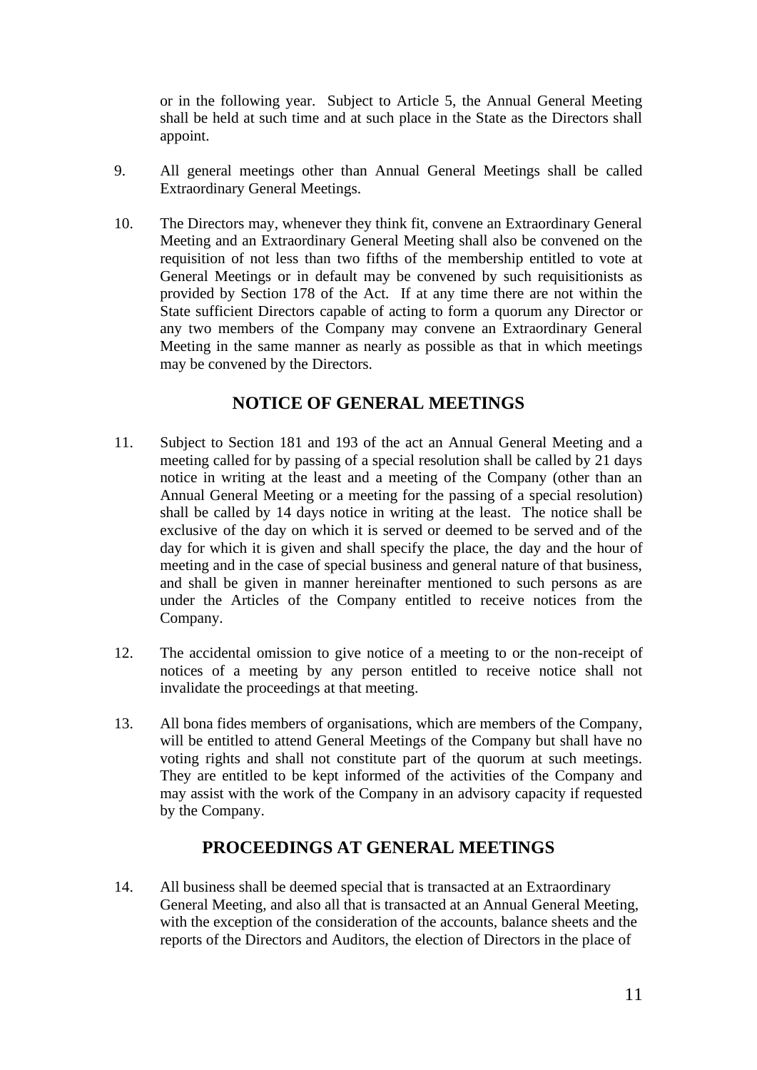or in the following year. Subject to Article 5, the Annual General Meeting shall be held at such time and at such place in the State as the Directors shall appoint.

9. All general meetings other than Annual General Meetings shall be called Extraordinary General Meetings.

10. The Directors may, whenever they think fit, convene an Extraordinary General Meeting and an Extraordinary General Meeting shall also be convened on the requisition of not less than two fifths of the membership entitled to vote at General Meetings or in default may be convened by such requisitionists as provided by Section 178 of the Act. If at any time there are not within the State sufficient Directors capable of acting to form a quorum any Director or any two members of the Company may convene an Extraordinary General Meeting in the same manner as nearly as possible as that in which meetings may be convened by the Directors.

## NOTICE OF GENERAL MEETINGS

11. Subject to Section 181 and 193 of the act an Annual General Meeting and a meeting called for by passing of a special resolution shall be called by 21 days notice in writing at the least and a meeting of the Company (other than an Annual General Meeting or a meeting for the passing of a special resolution) shall be called by 14 days notice in writing at the least. The notice shall be exclusive of the day on which it is served or deemed to be served and of the day for which it is given and shall specify the place, the day and the hour of meeting and in the case of special business and general nature of that business, and shall be given in manner hereinafter mentioned to such persons as are under the Articles of the Company entitled to receive notices from the Company.

12. The accidental omission to give notice of a meeting to or the non-receipt of notices of a meeting by any person entitled to receive notice shall not invalidate the proceedings at that meeting.

13. All bona fides members of organisations, which are members of the Company, will be entitled to attend General Meetings of the Company but shall have no voting rights and shall not constitute part of the quorum at such meetings. They are entitled to be kept informed of the activities of the Company and may assist with the work of the Company in an advisory capacity if requested by the Company.

## PROCEEDINGS AT GENERAL MEETINGS

14. All business shall be deemed special that is transacted at an Extraordinary General Meeting, and also all that is transacted at an Annual General Meeting, with the exception of the consideration of the accounts, balance sheets and the reports of the Directors and Auditors, the election of Directors in the place of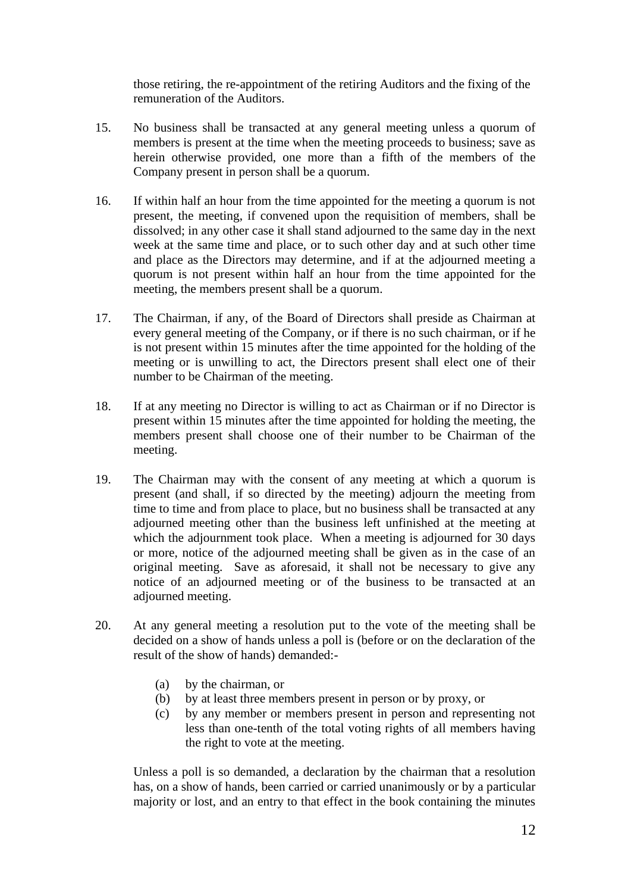those retiring, the re-appointment of the retiring Auditors and the fixing of the remuneration of the Auditors.

15. No business shall be transacted at any general meeting unless a quorum of members is present at the time when the meeting proceeds to business; save as herein otherwise provided, one more than a fifth of the members of the Company present in person shall be a quorum.

16. If within half an hour from the time appointed for the meeting a quorum is not present, the meeting, if convened upon the requisition of members, shall be dissolved; in any other case it shall stand adjourned to the same day in the next week at the same time and place, or to such other day and at such other time and place as the Directors may determine, and if at the adjourned meeting a quorum is not present within half an hour from the time appointed for the meeting, the members present shall be a quorum.

17. The Chairman, if any, of the Board of Directors shall preside as Chairman at every general meeting of the Company, or if there is no such chairman, or if he is not present within 15 minutes after the time appointed for the holding of the meeting or is unwilling to act, the Directors present shall elect one of their number to be Chairman of the meeting.

18. If at any meeting no Director is willing to act as Chairman or if no Director is present within 15 minutes after the time appointed for holding the meeting, the members present shall choose one of their number to be Chairman of the meeting.

19. The Chairman may with the consent of any meeting at which a quorum is present (and shall, if so directed by the meeting) adjourn the meeting from time to time and from place to place, but no business shall be transacted at any adjourned meeting other than the business left unfinished at the meeting at which the adjournment took place. When a meeting is adjourned for 30 days or more, notice of the adjourned meeting shall be given as in the case of an original meeting. Save as aforesaid, it shall not be necessary to give any notice of an adjourned meeting or of the business to be transacted at an adjourned meeting.

20. At any general meeting a resolution put to the vote of the meeting shall be decided on a show of hands unless a poll is (before or on the declaration of the result of the show of hands) demanded:-

    (a) by the chairman, or
    (b) by at least three members present in person or by proxy, or
    (c) by any member or members present in person and representing not less than one-tenth of the total voting rights of all members having the right to vote at the meeting.

    Unless a poll is so demanded, a declaration by the chairman that a resolution has, on a show of hands, been carried or carried unanimously or by a particular majority or lost, and an entry to that effect in the book containing the minutes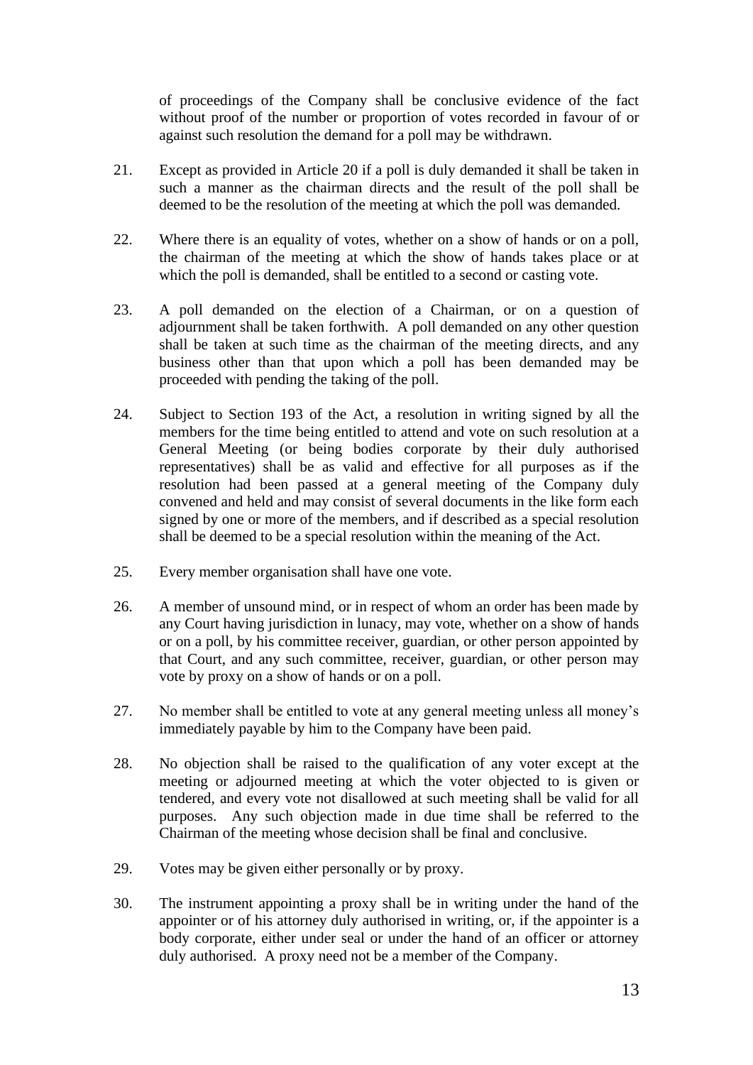of proceedings of the Company shall be conclusive evidence of the fact without proof of the number or proportion of votes recorded in favour of or against such resolution the demand for a poll may be withdrawn.

21. Except as provided in Article 20 if a poll is duly demanded it shall be taken in such a manner as the chairman directs and the result of the poll shall be deemed to be the resolution of the meeting at which the poll was demanded.

22. Where there is an equality of votes, whether on a show of hands or on a poll, the chairman of the meeting at which the show of hands takes place or at which the poll is demanded, shall be entitled to a second or casting vote.

23. A poll demanded on the election of a Chairman, or on a question of adjournment shall be taken forthwith. A poll demanded on any other question shall be taken at such time as the chairman of the meeting directs, and any business other than that upon which a poll has been demanded may be proceeded with pending the taking of the poll.

24. Subject to Section 193 of the Act, a resolution in writing signed by all the members for the time being entitled to attend and vote on such resolution at a General Meeting (or being bodies corporate by their duly authorised representatives) shall be as valid and effective for all purposes as if the resolution had been passed at a general meeting of the Company duly convened and held and may consist of several documents in the like form each signed by one or more of the members, and if described as a special resolution shall be deemed to be a special resolution within the meaning of the Act.

25. Every member organisation shall have one vote.

26. A member of unsound mind, or in respect of whom an order has been made by any Court having jurisdiction in lunacy, may vote, whether on a show of hands or on a poll, by his committee receiver, guardian, or other person appointed by that Court, and any such committee, receiver, guardian, or other person may vote by proxy on a show of hands or on a poll.

27. No member shall be entitled to vote at any general meeting unless all money's immediately payable by him to the Company have been paid.

28. No objection shall be raised to the qualification of any voter except at the meeting or adjourned meeting at which the voter objected to is given or tendered, and every vote not disallowed at such meeting shall be valid for all purposes. Any such objection made in due time shall be referred to the Chairman of the meeting whose decision shall be final and conclusive.

29. Votes may be given either personally or by proxy.

30. The instrument appointing a proxy shall be in writing under the hand of the appointer or of his attorney duly authorised in writing, or, if the appointer is a body corporate, either under seal or under the hand of an officer or attorney duly authorised. A proxy need not be a member of the Company.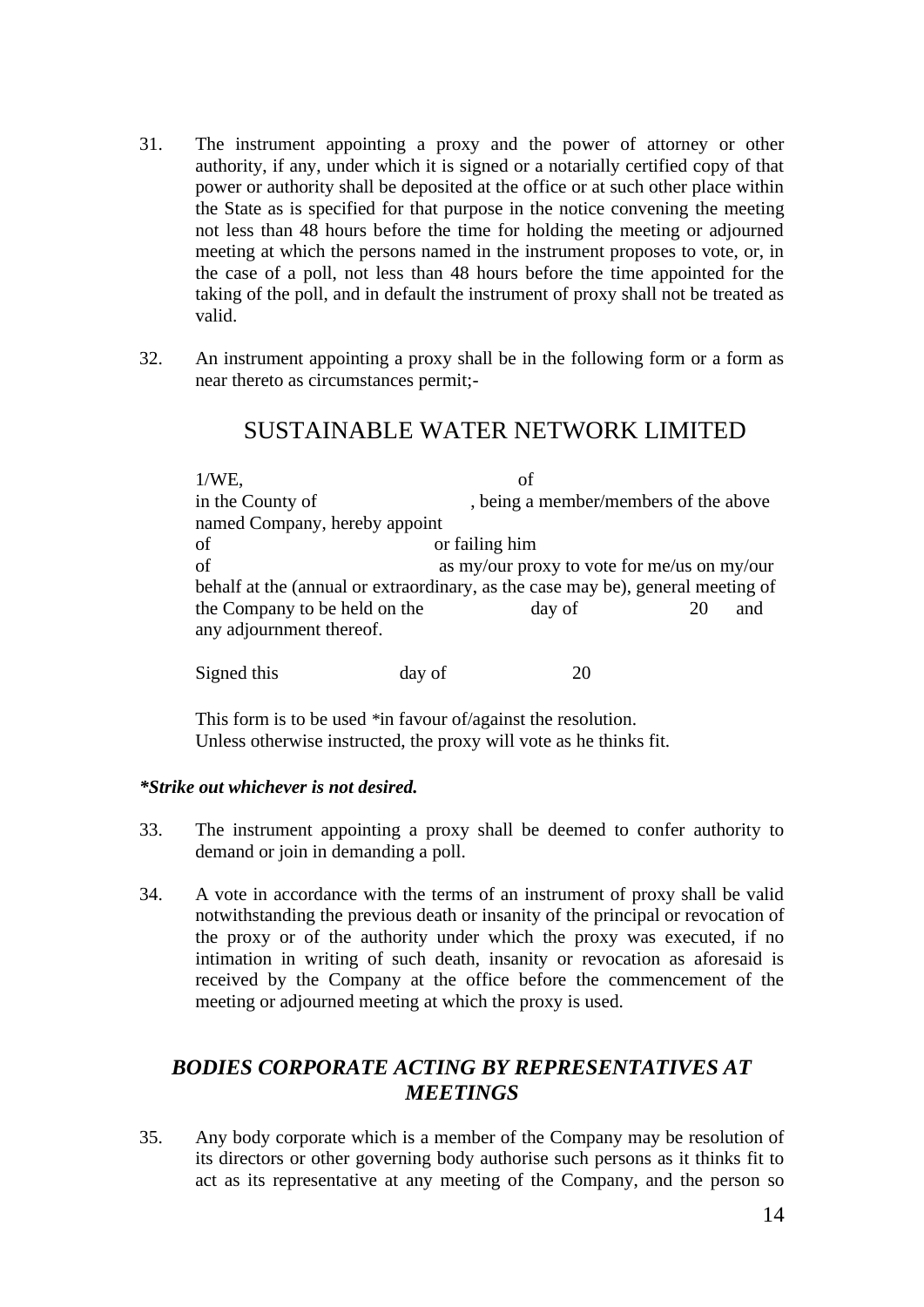31. The instrument appointing a proxy and the power of attorney or other authority, if any, under which it is signed or a notarially certified copy of that power or authority shall be deposited at the office or at such other place within the State as is specified for that purpose in the notice convening the meeting not less than 48 hours before the time for holding the meeting or adjourned meeting at which the persons named in the instrument proposes to vote, or, in the case of a poll, not less than 48 hours before the time appointed for the taking of the poll, and in default the instrument of proxy shall not be treated as valid.

32. An instrument appointing a proxy shall be in the following form or a form as near thereto as circumstances permit;-

## SUSTAINABLE WATER NETWORK LIMITED

1/WE, of
in the County of , being a member/members of the above named Company, hereby appoint
of or failing him
of as my/our proxy to vote for me/us on my/our behalf at the (annual or extraordinary, as the case may be), general meeting of the Company to be held on the day of 20 and any adjournment thereof.

Signed this day of 20

This form is to be used *in favour of/against the resolution.
Unless otherwise instructed, the proxy will vote as he thinks fit.

***Strike out whichever is not desired.**

33. The instrument appointing a proxy shall be deemed to confer authority to demand or join in demanding a poll.

34. A vote in accordance with the terms of an instrument of proxy shall be valid notwithstanding the previous death or insanity of the principal or revocation of the proxy or of the authority under which the proxy was executed, if no intimation in writing of such death, insanity or revocation as aforesaid is received by the Company at the office before the commencement of the meeting or adjourned meeting at which the proxy is used.

## *BODIES CORPORATE ACTING BY REPRESENTATIVES AT MEETINGS*

35. Any body corporate which is a member of the Company may be resolution of its directors or other governing body authorise such persons as it thinks fit to act as its representative at any meeting of the Company, and the person so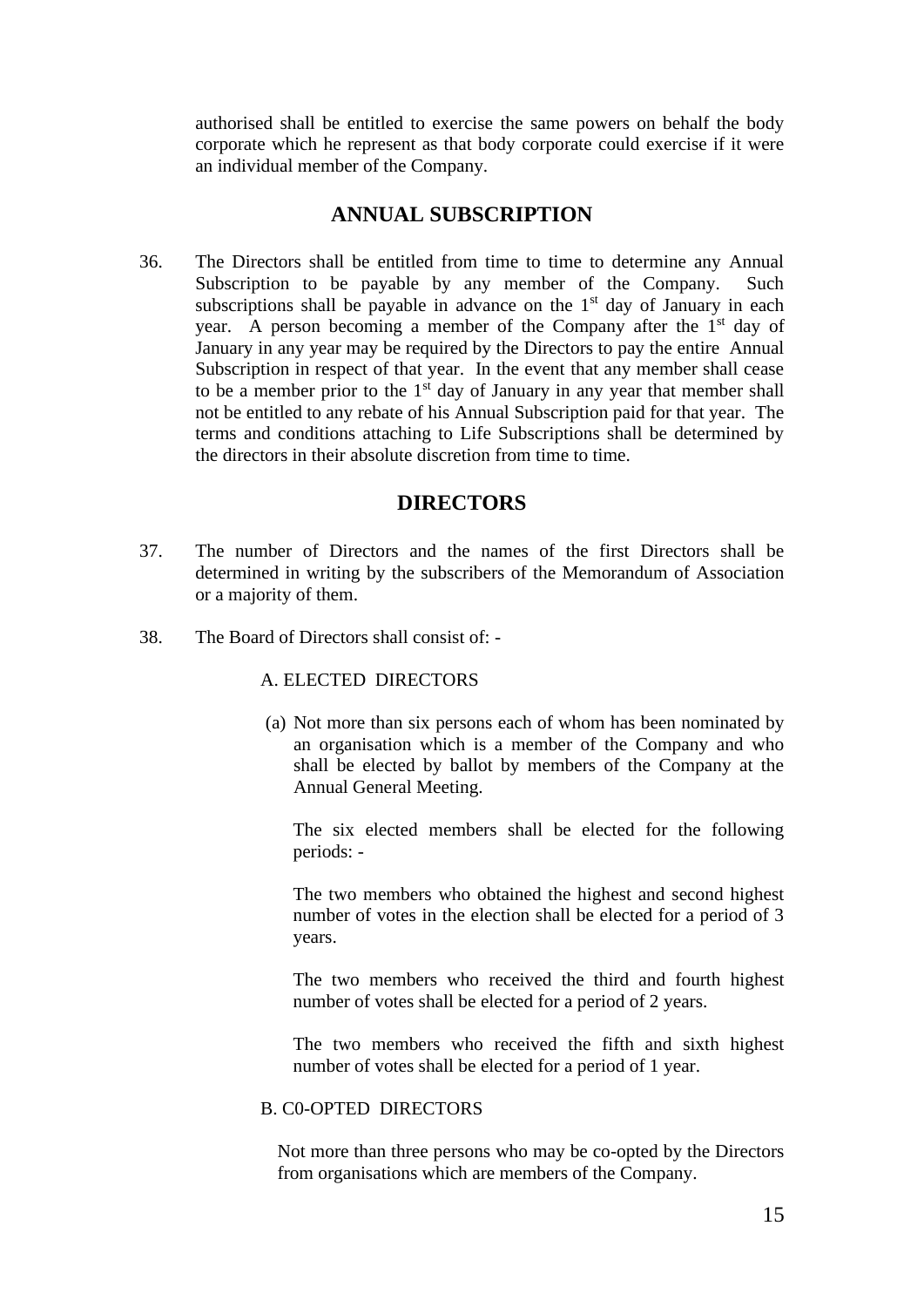authorised shall be entitled to exercise the same powers on behalf the body corporate which he represent as that body corporate could exercise if it were an individual member of the Company.

## ANNUAL SUBSCRIPTION

36. The Directors shall be entitled from time to time to determine any Annual Subscription to be payable by any member of the Company. Such subscriptions shall be payable in advance on the 1st day of January in each year. A person becoming a member of the Company after the 1st day of January in any year may be required by the Directors to pay the entire Annual Subscription in respect of that year. In the event that any member shall cease to be a member prior to the 1st day of January in any year that member shall not be entitled to any rebate of his Annual Subscription paid for that year. The terms and conditions attaching to Life Subscriptions shall be determined by the directors in their absolute discretion from time to time.

## DIRECTORS

37. The number of Directors and the names of the first Directors shall be determined in writing by the subscribers of the Memorandum of Association or a majority of them.

38. The Board of Directors shall consist of: -

A. ELECTED DIRECTORS

(a) Not more than six persons each of whom has been nominated by an organisation which is a member of the Company and who shall be elected by ballot by members of the Company at the Annual General Meeting.

The six elected members shall be elected for the following periods: -

The two members who obtained the highest and second highest number of votes in the election shall be elected for a period of 3 years.

The two members who received the third and fourth highest number of votes shall be elected for a period of 2 years.

The two members who received the fifth and sixth highest number of votes shall be elected for a period of 1 year.

B. C0-OPTED DIRECTORS

Not more than three persons who may be co-opted by the Directors from organisations which are members of the Company.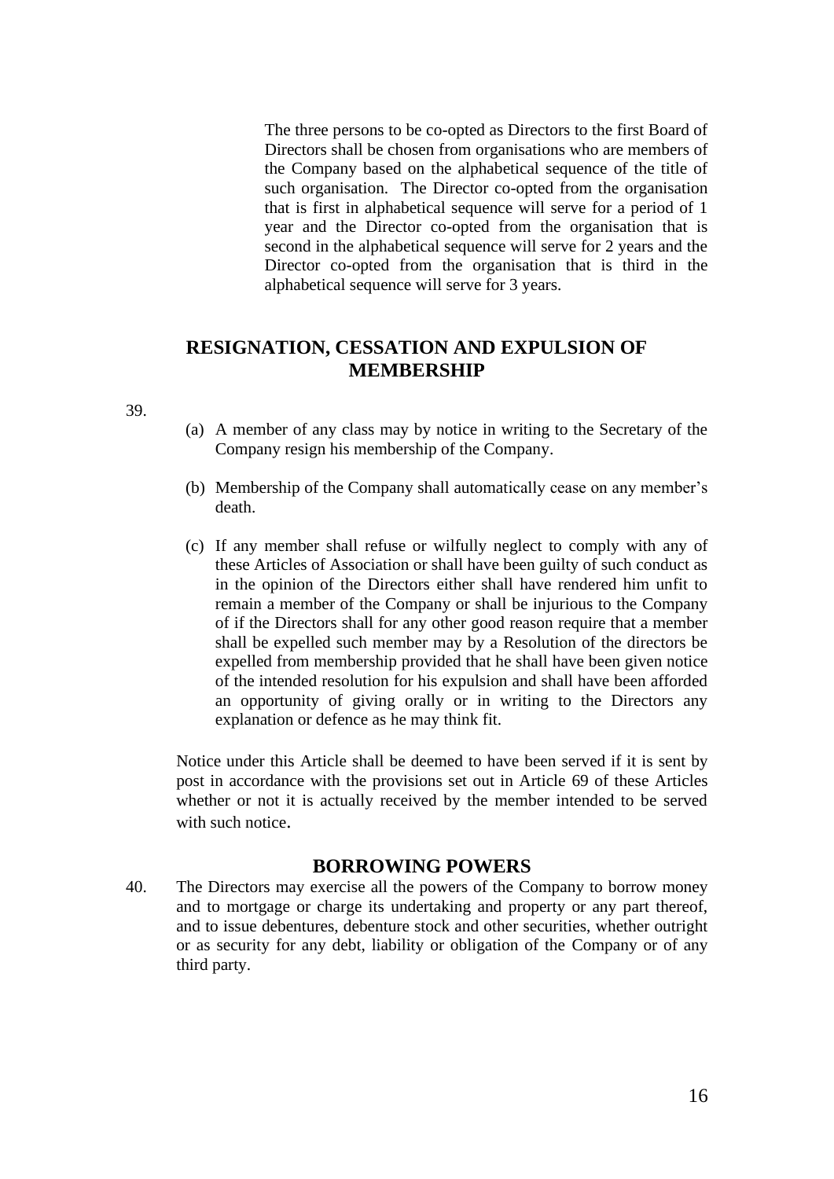The three persons to be co-opted as Directors to the first Board of Directors shall be chosen from organisations who are members of the Company based on the alphabetical sequence of the title of such organisation. The Director co-opted from the organisation that is first in alphabetical sequence will serve for a period of 1 year and the Director co-opted from the organisation that is second in the alphabetical sequence will serve for 2 years and the Director co-opted from the organisation that is third in the alphabetical sequence will serve for 3 years.

## RESIGNATION, CESSATION AND EXPULSION OF MEMBERSHIP

39.

(a) A member of any class may by notice in writing to the Secretary of the Company resign his membership of the Company.

(b) Membership of the Company shall automatically cease on any member's death.

(c) If any member shall refuse or wilfully neglect to comply with any of these Articles of Association or shall have been guilty of such conduct as in the opinion of the Directors either shall have rendered him unfit to remain a member of the Company or shall be injurious to the Company of if the Directors shall for any other good reason require that a member shall be expelled such member may by a Resolution of the directors be expelled from membership provided that he shall have been given notice of the intended resolution for his expulsion and shall have been afforded an opportunity of giving orally or in writing to the Directors any explanation or defence as he may think fit.

Notice under this Article shall be deemed to have been served if it is sent by post in accordance with the provisions set out in Article 69 of these Articles whether or not it is actually received by the member intended to be served with such notice.

## BORROWING POWERS

40. The Directors may exercise all the powers of the Company to borrow money and to mortgage or charge its undertaking and property or any part thereof, and to issue debentures, debenture stock and other securities, whether outright or as security for any debt, liability or obligation of the Company or of any third party.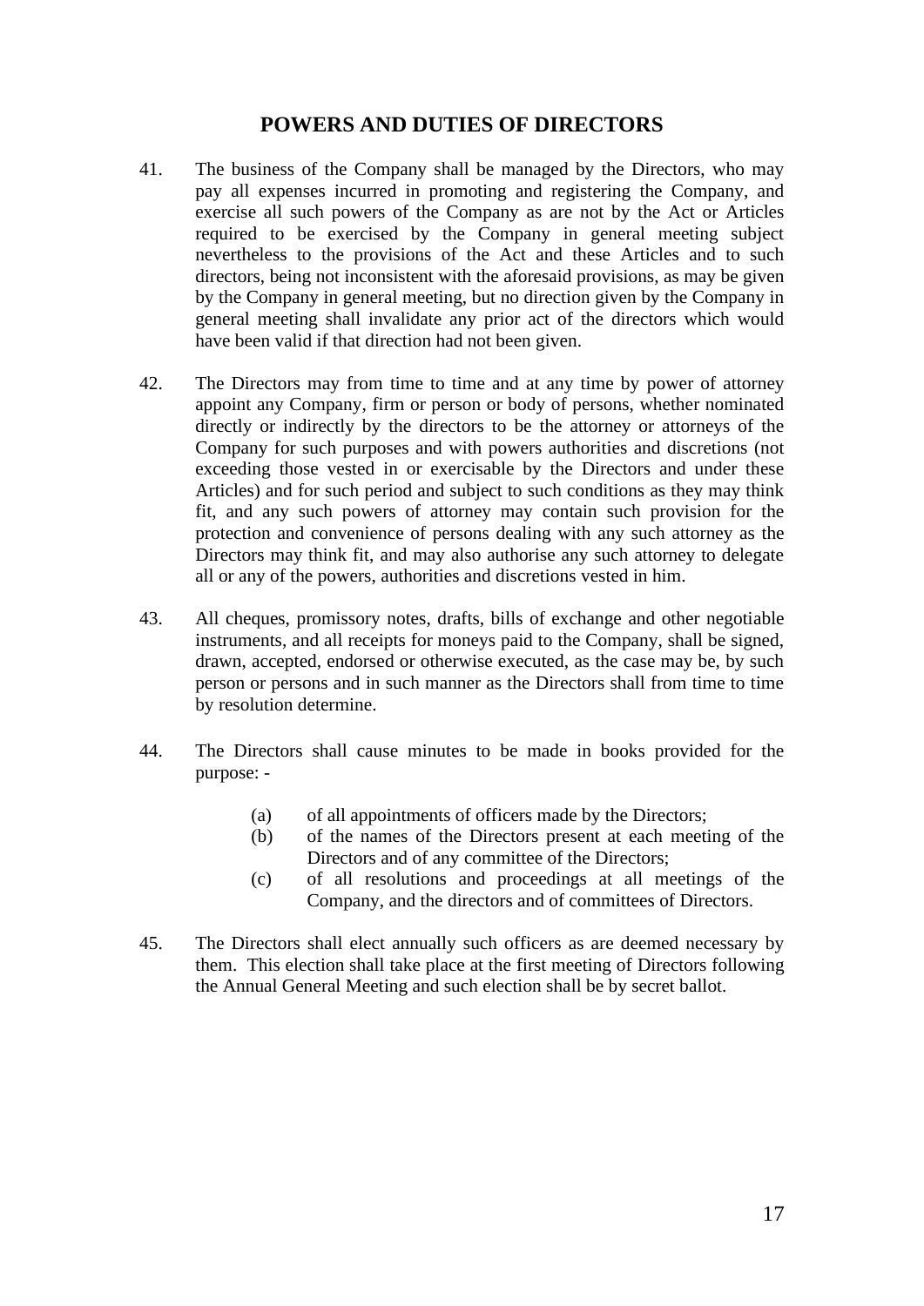## POWERS AND DUTIES OF DIRECTORS

41. The business of the Company shall be managed by the Directors, who may pay all expenses incurred in promoting and registering the Company, and exercise all such powers of the Company as are not by the Act or Articles required to be exercised by the Company in general meeting subject nevertheless to the provisions of the Act and these Articles and to such directors, being not inconsistent with the aforesaid provisions, as may be given by the Company in general meeting, but no direction given by the Company in general meeting shall invalidate any prior act of the directors which would have been valid if that direction had not been given.

42. The Directors may from time to time and at any time by power of attorney appoint any Company, firm or person or body of persons, whether nominated directly or indirectly by the directors to be the attorney or attorneys of the Company for such purposes and with powers authorities and discretions (not exceeding those vested in or exercisable by the Directors and under these Articles) and for such period and subject to such conditions as they may think fit, and any such powers of attorney may contain such provision for the protection and convenience of persons dealing with any such attorney as the Directors may think fit, and may also authorise any such attorney to delegate all or any of the powers, authorities and discretions vested in him.

43. All cheques, promissory notes, drafts, bills of exchange and other negotiable instruments, and all receipts for moneys paid to the Company, shall be signed, drawn, accepted, endorsed or otherwise executed, as the case may be, by such person or persons and in such manner as the Directors shall from time to time by resolution determine.

44. The Directors shall cause minutes to be made in books provided for the purpose: -

    (a) of all appointments of officers made by the Directors;
    (b) of the names of the Directors present at each meeting of the Directors and of any committee of the Directors;
    (c) of all resolutions and proceedings at all meetings of the Company, and the directors and of committees of Directors.

45. The Directors shall elect annually such officers as are deemed necessary by them. This election shall take place at the first meeting of Directors following the Annual General Meeting and such election shall be by secret ballot.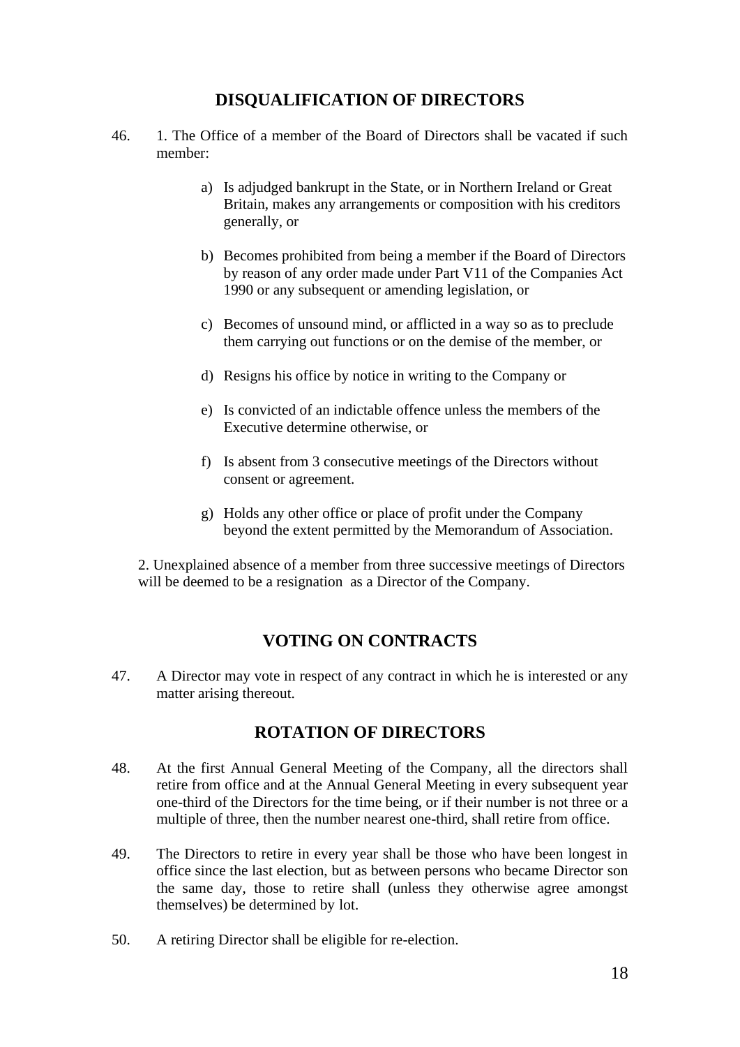## DISQUALIFICATION OF DIRECTORS

46. 1. The Office of a member of the Board of Directors shall be vacated if such member:

   a) Is adjudged bankrupt in the State, or in Northern Ireland or Great Britain, makes any arrangements or composition with his creditors generally, or

   b) Becomes prohibited from being a member if the Board of Directors by reason of any order made under Part V11 of the Companies Act 1990 or any subsequent or amending legislation, or

   c) Becomes of unsound mind, or afflicted in a way so as to preclude them carrying out functions or on the demise of the member, or

   d) Resigns his office by notice in writing to the Company or

   e) Is convicted of an indictable offence unless the members of the Executive determine otherwise, or

   f) Is absent from 3 consecutive meetings of the Directors without consent or agreement.

   g) Holds any other office or place of profit under the Company beyond the extent permitted by the Memorandum of Association.

   2. Unexplained absence of a member from three successive meetings of Directors will be deemed to be a resignation as a Director of the Company.

## VOTING ON CONTRACTS

47. A Director may vote in respect of any contract in which he is interested or any matter arising thereout.

## ROTATION OF DIRECTORS

48. At the first Annual General Meeting of the Company, all the directors shall retire from office and at the Annual General Meeting in every subsequent year one-third of the Directors for the time being, or if their number is not three or a multiple of three, then the number nearest one-third, shall retire from office.

49. The Directors to retire in every year shall be those who have been longest in office since the last election, but as between persons who became Director son the same day, those to retire shall (unless they otherwise agree amongst themselves) be determined by lot.

50. A retiring Director shall be eligible for re-election.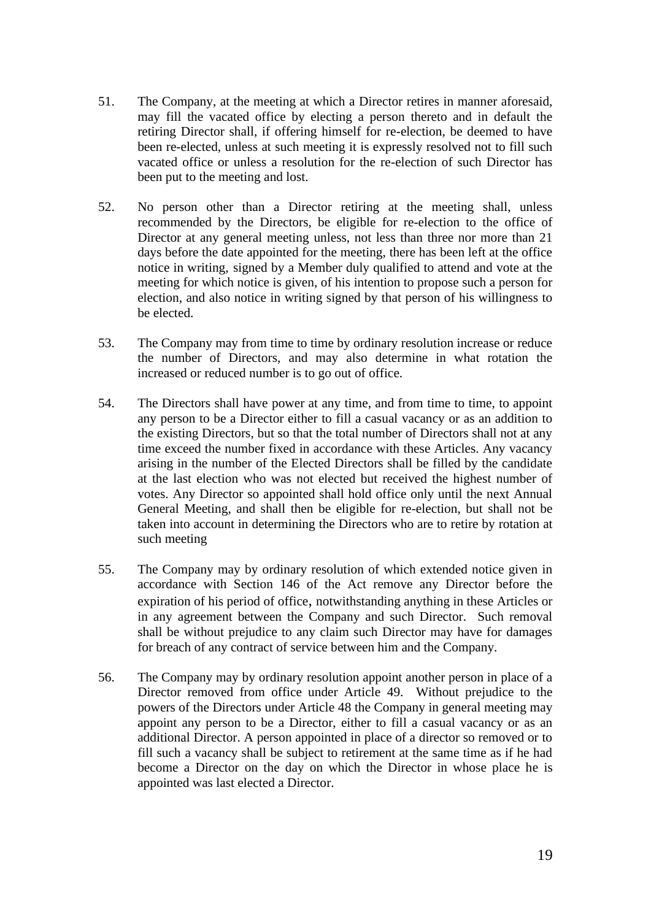51. The Company, at the meeting at which a Director retires in manner aforesaid, may fill the vacated office by electing a person thereto and in default the retiring Director shall, if offering himself for re-election, be deemed to have been re-elected, unless at such meeting it is expressly resolved not to fill such vacated office or unless a resolution for the re-election of such Director has been put to the meeting and lost.

52. No person other than a Director retiring at the meeting shall, unless recommended by the Directors, be eligible for re-election to the office of Director at any general meeting unless, not less than three nor more than 21 days before the date appointed for the meeting, there has been left at the office notice in writing, signed by a Member duly qualified to attend and vote at the meeting for which notice is given, of his intention to propose such a person for election, and also notice in writing signed by that person of his willingness to be elected.

53. The Company may from time to time by ordinary resolution increase or reduce the number of Directors, and may also determine in what rotation the increased or reduced number is to go out of office.

54. The Directors shall have power at any time, and from time to time, to appoint any person to be a Director either to fill a casual vacancy or as an addition to the existing Directors, but so that the total number of Directors shall not at any time exceed the number fixed in accordance with these Articles. Any vacancy arising in the number of the Elected Directors shall be filled by the candidate at the last election who was not elected but received the highest number of votes. Any Director so appointed shall hold office only until the next Annual General Meeting, and shall then be eligible for re-election, but shall not be taken into account in determining the Directors who are to retire by rotation at such meeting

55. The Company may by ordinary resolution of which extended notice given in accordance with Section 146 of the Act remove any Director before the expiration of his period of office, notwithstanding anything in these Articles or in any agreement between the Company and such Director. Such removal shall be without prejudice to any claim such Director may have for damages for breach of any contract of service between him and the Company.

56. The Company may by ordinary resolution appoint another person in place of a Director removed from office under Article 49. Without prejudice to the powers of the Directors under Article 48 the Company in general meeting may appoint any person to be a Director, either to fill a casual vacancy or as an additional Director. A person appointed in place of a director so removed or to fill such a vacancy shall be subject to retirement at the same time as if he had become a Director on the day on which the Director in whose place he is appointed was last elected a Director.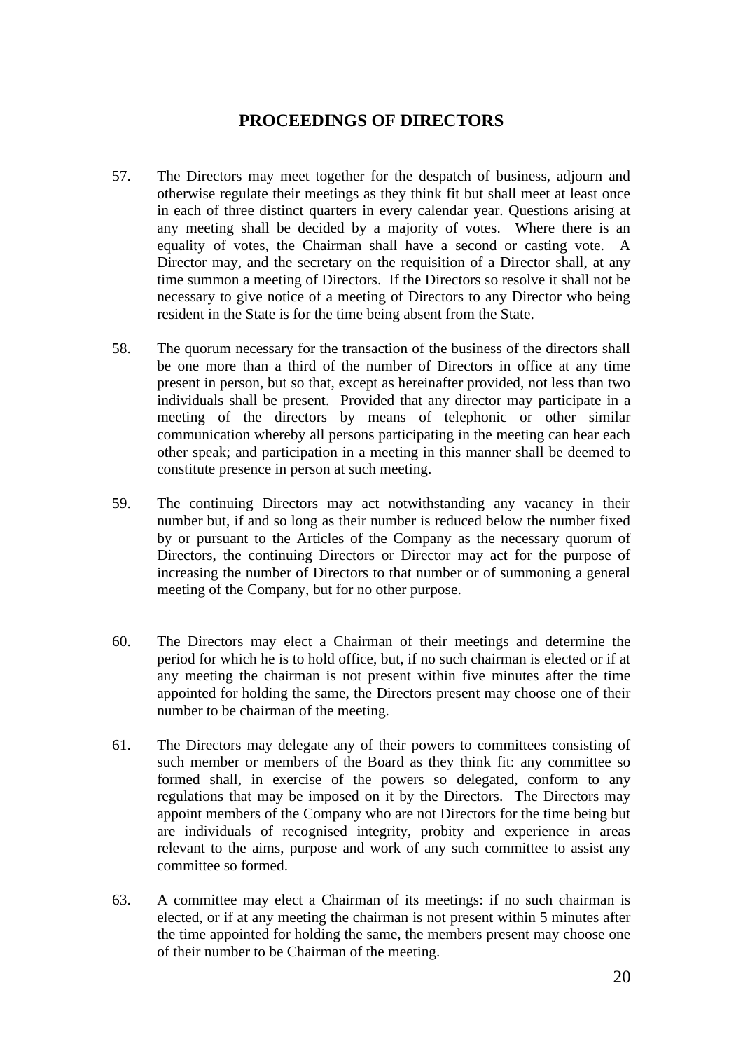## PROCEEDINGS OF DIRECTORS

57. The Directors may meet together for the despatch of business, adjourn and otherwise regulate their meetings as they think fit but shall meet at least once in each of three distinct quarters in every calendar year. Questions arising at any meeting shall be decided by a majority of votes. Where there is an equality of votes, the Chairman shall have a second or casting vote. A Director may, and the secretary on the requisition of a Director shall, at any time summon a meeting of Directors. If the Directors so resolve it shall not be necessary to give notice of a meeting of Directors to any Director who being resident in the State is for the time being absent from the State.

58. The quorum necessary for the transaction of the business of the directors shall be one more than a third of the number of Directors in office at any time present in person, but so that, except as hereinafter provided, not less than two individuals shall be present. Provided that any director may participate in a meeting of the directors by means of telephonic or other similar communication whereby all persons participating in the meeting can hear each other speak; and participation in a meeting in this manner shall be deemed to constitute presence in person at such meeting.

59. The continuing Directors may act notwithstanding any vacancy in their number but, if and so long as their number is reduced below the number fixed by or pursuant to the Articles of the Company as the necessary quorum of Directors, the continuing Directors or Director may act for the purpose of increasing the number of Directors to that number or of summoning a general meeting of the Company, but for no other purpose.

60. The Directors may elect a Chairman of their meetings and determine the period for which he is to hold office, but, if no such chairman is elected or if at any meeting the chairman is not present within five minutes after the time appointed for holding the same, the Directors present may choose one of their number to be chairman of the meeting.

61. The Directors may delegate any of their powers to committees consisting of such member or members of the Board as they think fit: any committee so formed shall, in exercise of the powers so delegated, conform to any regulations that may be imposed on it by the Directors. The Directors may appoint members of the Company who are not Directors for the time being but are individuals of recognised integrity, probity and experience in areas relevant to the aims, purpose and work of any such committee to assist any committee so formed.

63. A committee may elect a Chairman of its meetings: if no such chairman is elected, or if at any meeting the chairman is not present within 5 minutes after the time appointed for holding the same, the members present may choose one of their number to be Chairman of the meeting.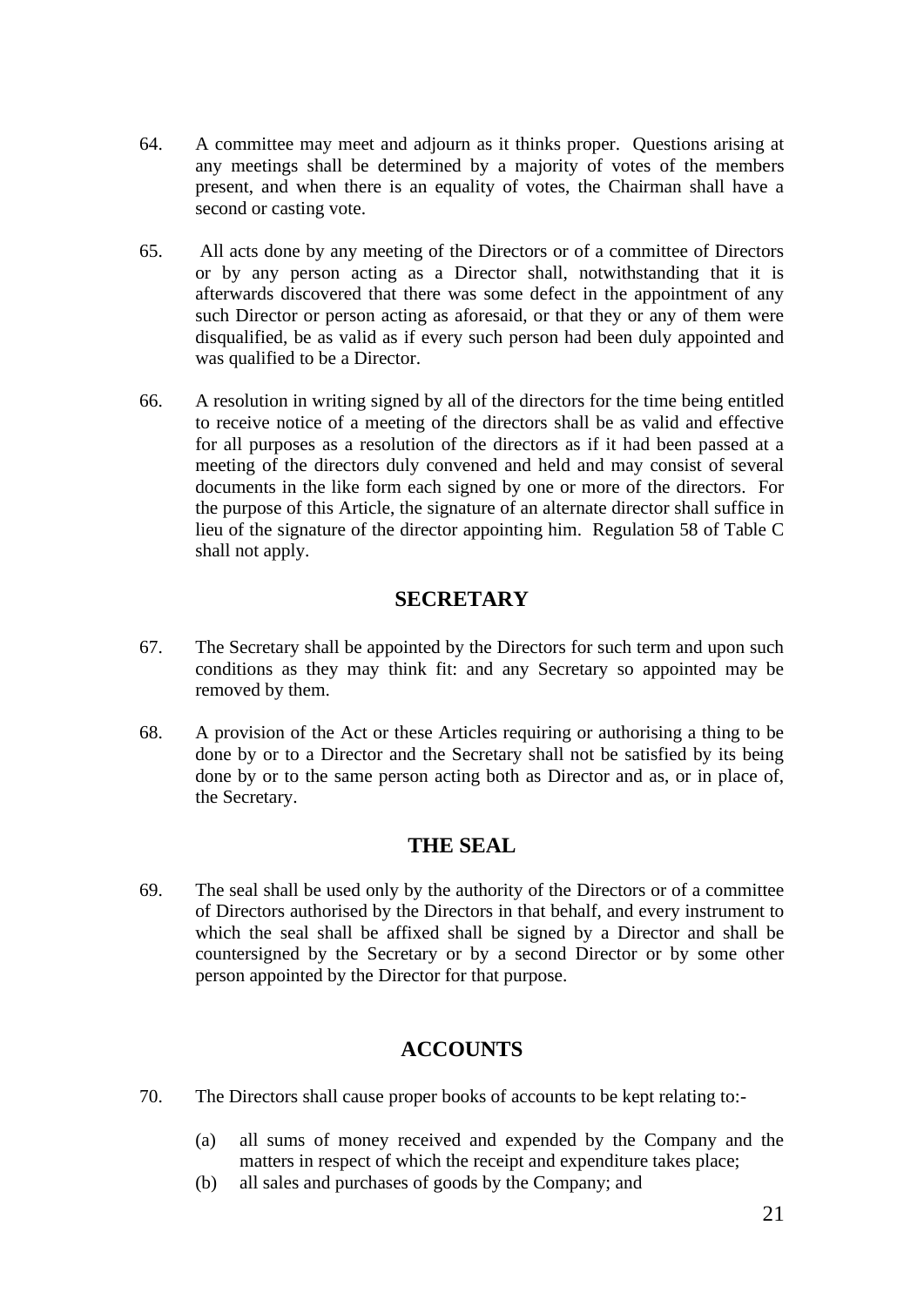64. A committee may meet and adjourn as it thinks proper. Questions arising at any meetings shall be determined by a majority of votes of the members present, and when there is an equality of votes, the Chairman shall have a second or casting vote.

65. All acts done by any meeting of the Directors or of a committee of Directors or by any person acting as a Director shall, notwithstanding that it is afterwards discovered that there was some defect in the appointment of any such Director or person acting as aforesaid, or that they or any of them were disqualified, be as valid as if every such person had been duly appointed and was qualified to be a Director.

66. A resolution in writing signed by all of the directors for the time being entitled to receive notice of a meeting of the directors shall be as valid and effective for all purposes as a resolution of the directors as if it had been passed at a meeting of the directors duly convened and held and may consist of several documents in the like form each signed by one or more of the directors. For the purpose of this Article, the signature of an alternate director shall suffice in lieu of the signature of the director appointing him. Regulation 58 of Table C shall not apply.

## SECRETARY

67. The Secretary shall be appointed by the Directors for such term and upon such conditions as they may think fit: and any Secretary so appointed may be removed by them.

68. A provision of the Act or these Articles requiring or authorising a thing to be done by or to a Director and the Secretary shall not be satisfied by its being done by or to the same person acting both as Director and as, or in place of, the Secretary.

## THE SEAL

69. The seal shall be used only by the authority of the Directors or of a committee of Directors authorised by the Directors in that behalf, and every instrument to which the seal shall be affixed shall be signed by a Director and shall be countersigned by the Secretary or by a second Director or by some other person appointed by the Director for that purpose.

## ACCOUNTS

70. The Directors shall cause proper books of accounts to be kept relating to:-

    (a) all sums of money received and expended by the Company and the matters in respect of which the receipt and expenditure takes place;
    (b) all sales and purchases of goods by the Company; and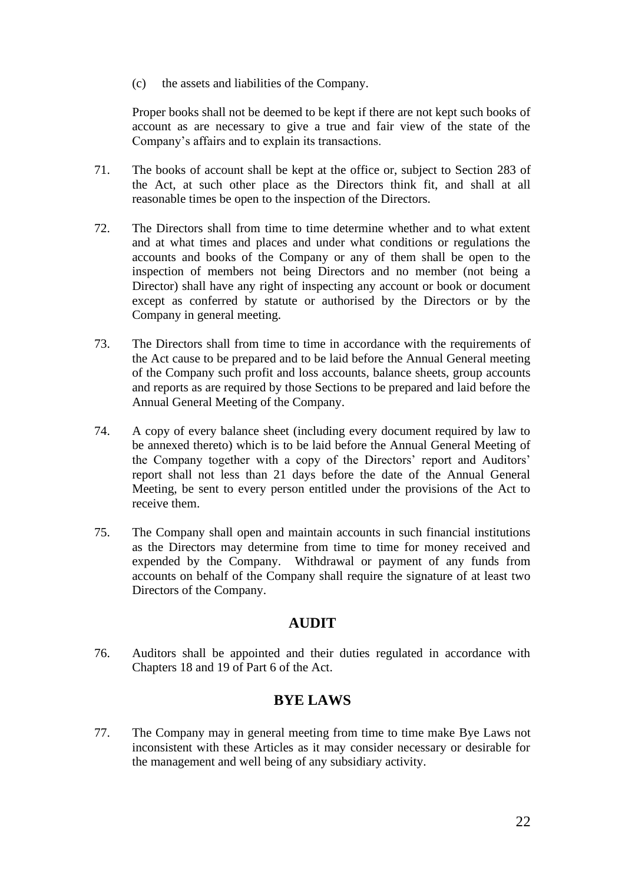(c) the assets and liabilities of the Company.

Proper books shall not be deemed to be kept if there are not kept such books of account as are necessary to give a true and fair view of the state of the Company's affairs and to explain its transactions.

71. The books of account shall be kept at the office or, subject to Section 283 of the Act, at such other place as the Directors think fit, and shall at all reasonable times be open to the inspection of the Directors.

72. The Directors shall from time to time determine whether and to what extent and at what times and places and under what conditions or regulations the accounts and books of the Company or any of them shall be open to the inspection of members not being Directors and no member (not being a Director) shall have any right of inspecting any account or book or document except as conferred by statute or authorised by the Directors or by the Company in general meeting.

73. The Directors shall from time to time in accordance with the requirements of the Act cause to be prepared and to be laid before the Annual General meeting of the Company such profit and loss accounts, balance sheets, group accounts and reports as are required by those Sections to be prepared and laid before the Annual General Meeting of the Company.

74. A copy of every balance sheet (including every document required by law to be annexed thereto) which is to be laid before the Annual General Meeting of the Company together with a copy of the Directors' report and Auditors' report shall not less than 21 days before the date of the Annual General Meeting, be sent to every person entitled under the provisions of the Act to receive them.

75. The Company shall open and maintain accounts in such financial institutions as the Directors may determine from time to time for money received and expended by the Company. Withdrawal or payment of any funds from accounts on behalf of the Company shall require the signature of at least two Directors of the Company.

## AUDIT

76. Auditors shall be appointed and their duties regulated in accordance with Chapters 18 and 19 of Part 6 of the Act.

## BYE LAWS

77. The Company may in general meeting from time to time make Bye Laws not inconsistent with these Articles as it may consider necessary or desirable for the management and well being of any subsidiary activity.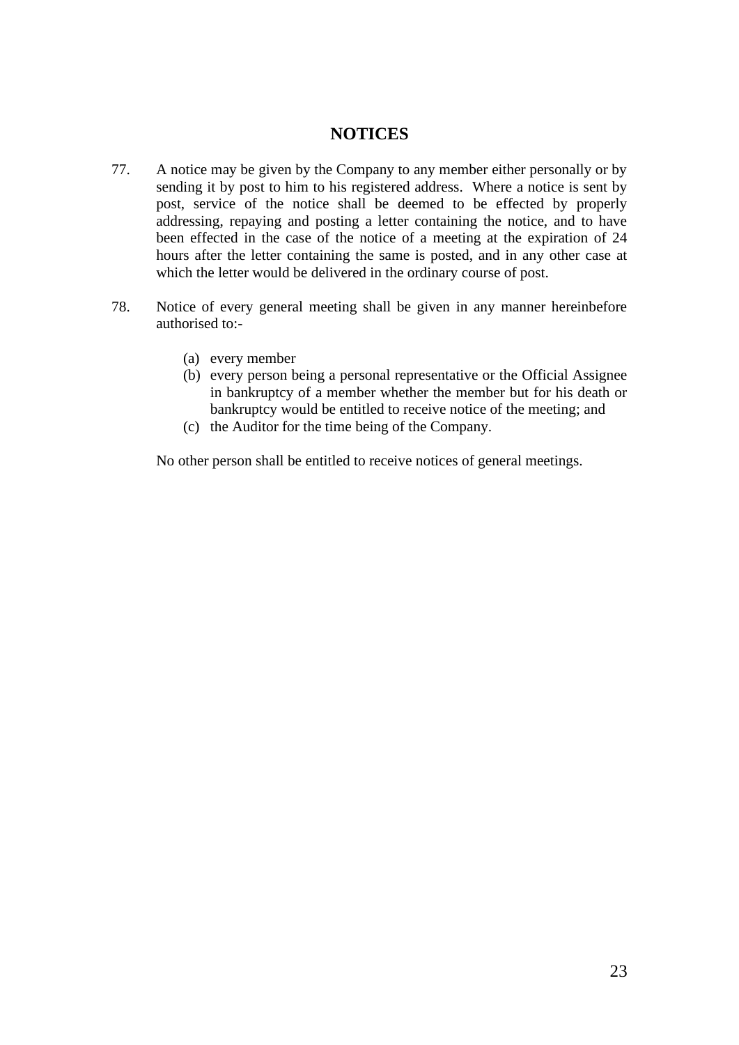## NOTICES

77. A notice may be given by the Company to any member either personally or by sending it by post to him to his registered address. Where a notice is sent by post, service of the notice shall be deemed to be effected by properly addressing, repaying and posting a letter containing the notice, and to have been effected in the case of the notice of a meeting at the expiration of 24 hours after the letter containing the same is posted, and in any other case at which the letter would be delivered in the ordinary course of post.

78. Notice of every general meeting shall be given in any manner hereinbefore authorised to:-

    (a) every member
    (b) every person being a personal representative or the Official Assignee in bankruptcy of a member whether the member but for his death or bankruptcy would be entitled to receive notice of the meeting; and
    (c) the Auditor for the time being of the Company.

    No other person shall be entitled to receive notices of general meetings.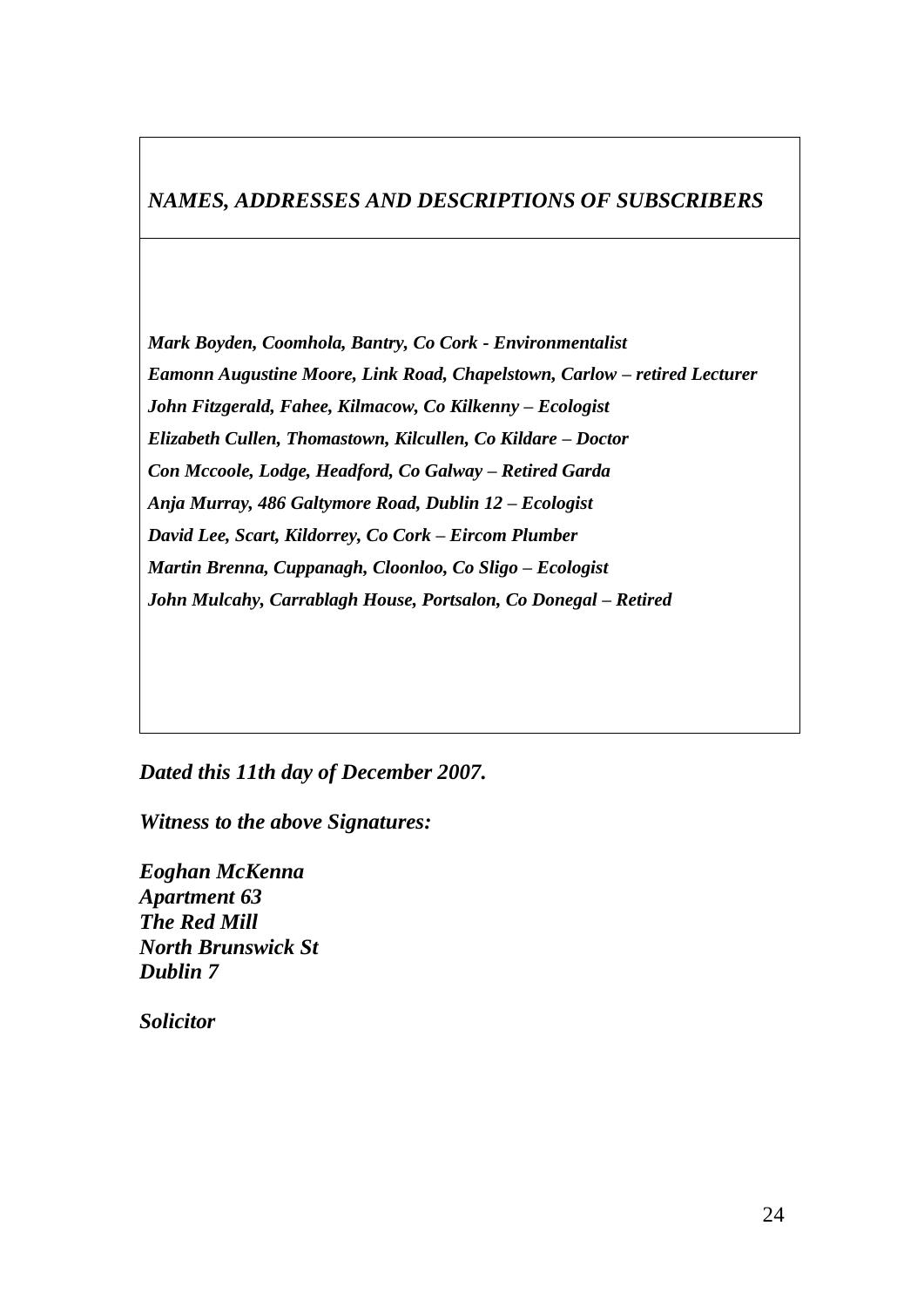### *NAMES, ADDRESSES AND DESCRIPTIONS OF SUBSCRIBERS*

***Mark Boyden, Coomhola, Bantry, Co Cork - Environmentalist***
***Eamonn Augustine Moore, Link Road, Chapelstown, Carlow – retired Lecturer***
***John Fitzgerald, Fahee, Kilmacow, Co Kilkenny – Ecologist***
***Elizabeth Cullen, Thomastown, Kilcullen, Co Kildare – Doctor***
***Con Mccoole, Lodge, Headford, Co Galway – Retired Garda***
***Anja Murray, 486 Galtymore Road, Dublin 12 – Ecologist***
***David Lee, Scart, Kildorrey, Co Cork – Eircom Plumber***
***Martin Brenna, Cuppanagh, Cloonloo, Co Sligo – Ecologist***
***John Mulcahy, Carrablagh House, Portsalon, Co Donegal – Retired***

***Dated this 11th day of December 2007.***

***Witness to the above Signatures:***

***Eoghan McKenna***
***Apartment 63***
***The Red Mill***
***North Brunswick St***
***Dublin 7***

***Solicitor***